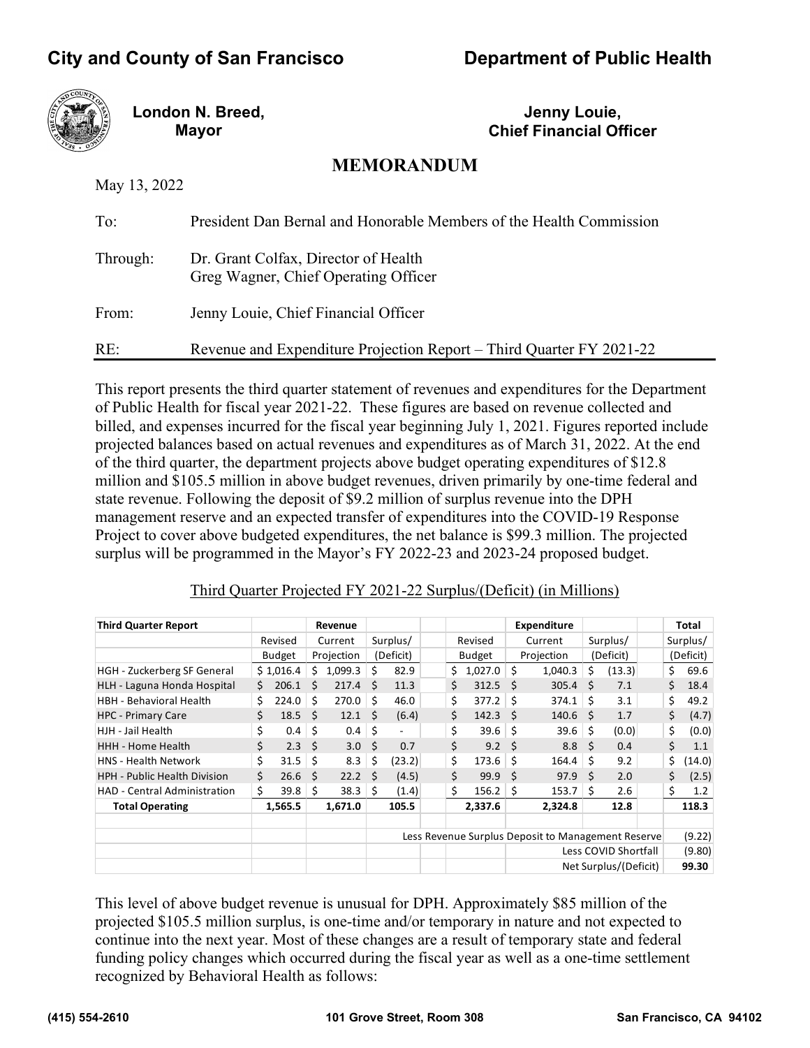## City and County of San Francisco — Department of Public Health

**London N. Breed,**
**Mayor**

**Jenny Louie,**
**Chief Financial Officer**

# MEMORANDUM

May 13, 2022

To: President Dan Bernal and Honorable Members of the Health Commission

Through: Dr. Grant Colfax, Director of Health
Greg Wagner, Chief Operating Officer

From: Jenny Louie, Chief Financial Officer

RE: Revenue and Expenditure Projection Report – Third Quarter FY 2021-22

This report presents the third quarter statement of revenues and expenditures for the Department of Public Health for fiscal year 2021-22. These figures are based on revenue collected and billed, and expenses incurred for the fiscal year beginning July 1, 2021. Figures reported include projected balances based on actual revenues and expenditures as of March 31, 2022. At the end of the third quarter, the department projects above budget operating expenditures of $12.8 million and $105.5 million in above budget revenues, driven primarily by one-time federal and state revenue. Following the deposit of $9.2 million of surplus revenue into the DPH management reserve and an expected transfer of expenditures into the COVID-19 Response Project to cover above budgeted expenditures, the net balance is $99.3 million. The projected surplus will be programmed in the Mayor's FY 2022-23 and 2023-24 proposed budget.

Third Quarter Projected FY 2021-22 Surplus/(Deficit) (in Millions)

| Third Quarter Report | Revenue | | | Expenditure | | | Total |
|---|---|---|---|---|---|---|---|
| | Revised Budget | Current Projection | Surplus/ (Deficit) | Revised Budget | Current Projection | Surplus/ (Deficit) | Surplus/ (Deficit) |
| HGH - Zuckerberg SF General | $ 1,016.4 | $ 1,099.3 | $ 82.9 | $ 1,027.0 | $ 1,040.3 | $ (13.3) | $ 69.6 |
| HLH - Laguna Honda Hospital | $ 206.1 | $ 217.4 | $ 11.3 | $ 312.5 | $ 305.4 | $ 7.1 | $ 18.4 |
| HBH - Behavioral Health | $ 224.0 | $ 270.0 | $ 46.0 | $ 377.2 | $ 374.1 | $ 3.1 | $ 49.2 |
| HPC - Primary Care | $ 18.5 | $ 12.1 | $ (6.4) | $ 142.3 | $ 140.6 | $ 1.7 | $ (4.7) |
| HJH - Jail Health | $ 0.4 | $ 0.4 | $ - | $ 39.6 | $ 39.6 | $ (0.0) | $ (0.0) |
| HHH - Home Health | $ 2.3 | $ 3.0 | $ 0.7 | $ 9.2 | $ 8.8 | $ 0.4 | $ 1.1 |
| HNS - Health Network | $ 31.5 | $ 8.3 | $ (23.2) | $ 173.6 | $ 164.4 | $ 9.2 | $ (14.0) |
| HPH - Public Health Division | $ 26.6 | $ 22.2 | $ (4.5) | $ 99.9 | $ 97.9 | $ 2.0 | $ (2.5) |
| HAD - Central Administration | $ 39.8 | $ 38.3 | $ (1.4) | $ 156.2 | $ 153.7 | $ 2.6 | $ 1.2 |
| **Total Operating** | **1,565.5** | **1,671.0** | **105.5** | **2,337.6** | **2,324.8** | **12.8** | **118.3** |
| | | | | | | | |
| | | | | Less Revenue Surplus Deposit to Management Reserve | | | (9.22) |
| | | | | | | Less COVID Shortfall | (9.80) |
| | | | | | | Net Surplus/(Deficit) | **99.30** |

This level of above budget revenue is unusual for DPH. Approximately $85 million of the projected $105.5 million surplus, is one-time and/or temporary in nature and not expected to continue into the next year. Most of these changes are a result of temporary state and federal funding policy changes which occurred during the fiscal year as well as a one-time settlement recognized by Behavioral Health as follows: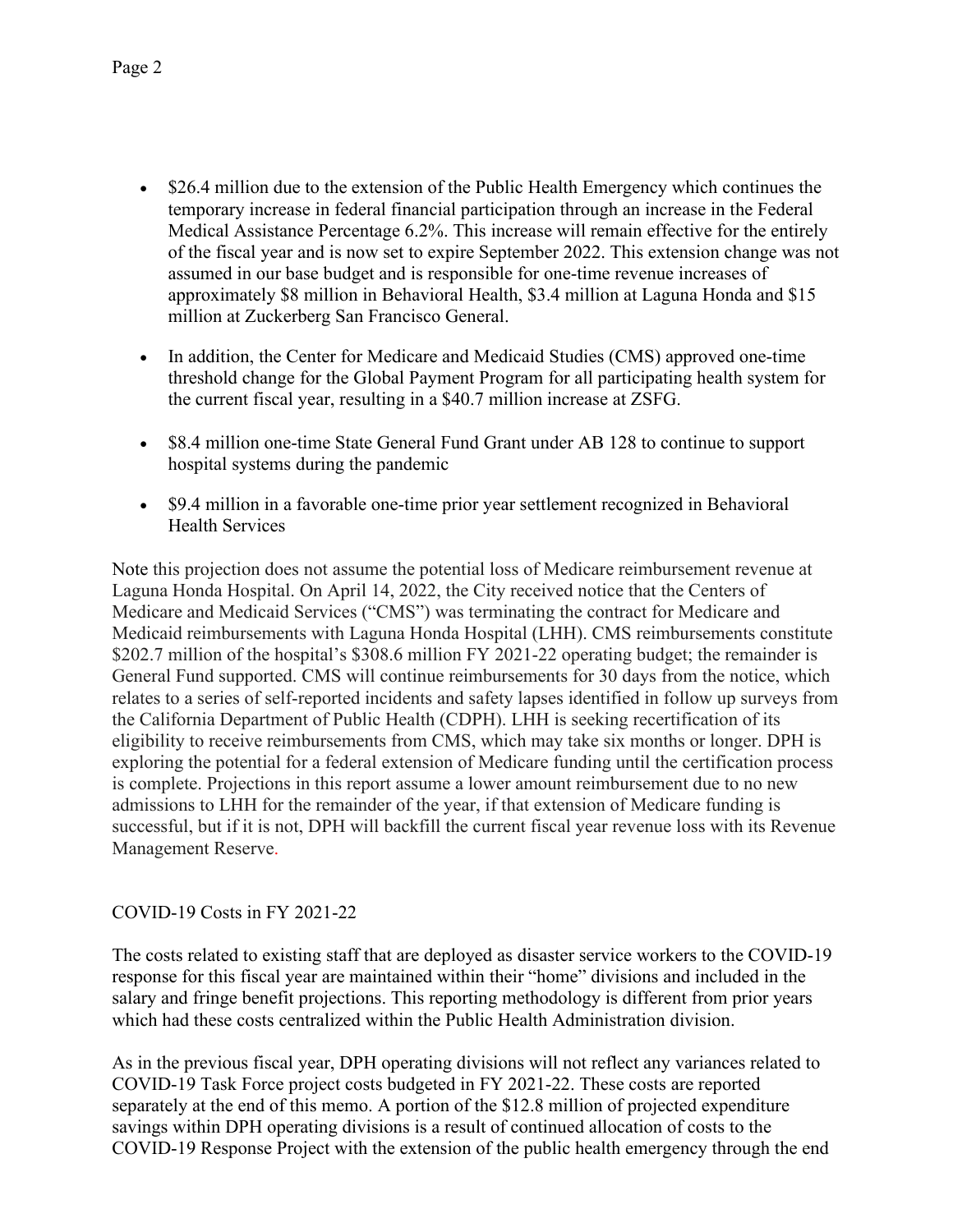- $26.4 million due to the extension of the Public Health Emergency which continues the temporary increase in federal financial participation through an increase in the Federal Medical Assistance Percentage 6.2%. This increase will remain effective for the entirely of the fiscal year and is now set to expire September 2022. This extension change was not assumed in our base budget and is responsible for one-time revenue increases of approximately $8 million in Behavioral Health, $3.4 million at Laguna Honda and $15 million at Zuckerberg San Francisco General.

- In addition, the Center for Medicare and Medicaid Studies (CMS) approved one-time threshold change for the Global Payment Program for all participating health system for the current fiscal year, resulting in a $40.7 million increase at ZSFG.

- $8.4 million one-time State General Fund Grant under AB 128 to continue to support hospital systems during the pandemic

- $9.4 million in a favorable one-time prior year settlement recognized in Behavioral Health Services

Note this projection does not assume the potential loss of Medicare reimbursement revenue at Laguna Honda Hospital. On April 14, 2022, the City received notice that the Centers of Medicare and Medicaid Services ("CMS") was terminating the contract for Medicare and Medicaid reimbursements with Laguna Honda Hospital (LHH). CMS reimbursements constitute $202.7 million of the hospital's $308.6 million FY 2021-22 operating budget; the remainder is General Fund supported. CMS will continue reimbursements for 30 days from the notice, which relates to a series of self-reported incidents and safety lapses identified in follow up surveys from the California Department of Public Health (CDPH). LHH is seeking recertification of its eligibility to receive reimbursements from CMS, which may take six months or longer. DPH is exploring the potential for a federal extension of Medicare funding until the certification process is complete. Projections in this report assume a lower amount reimbursement due to no new admissions to LHH for the remainder of the year, if that extension of Medicare funding is successful, but if it is not, DPH will backfill the current fiscal year revenue loss with its Revenue Management Reserve.

COVID-19 Costs in FY 2021-22

The costs related to existing staff that are deployed as disaster service workers to the COVID-19 response for this fiscal year are maintained within their "home" divisions and included in the salary and fringe benefit projections. This reporting methodology is different from prior years which had these costs centralized within the Public Health Administration division.

As in the previous fiscal year, DPH operating divisions will not reflect any variances related to COVID-19 Task Force project costs budgeted in FY 2021-22. These costs are reported separately at the end of this memo. A portion of the $12.8 million of projected expenditure savings within DPH operating divisions is a result of continued allocation of costs to the COVID-19 Response Project with the extension of the public health emergency through the end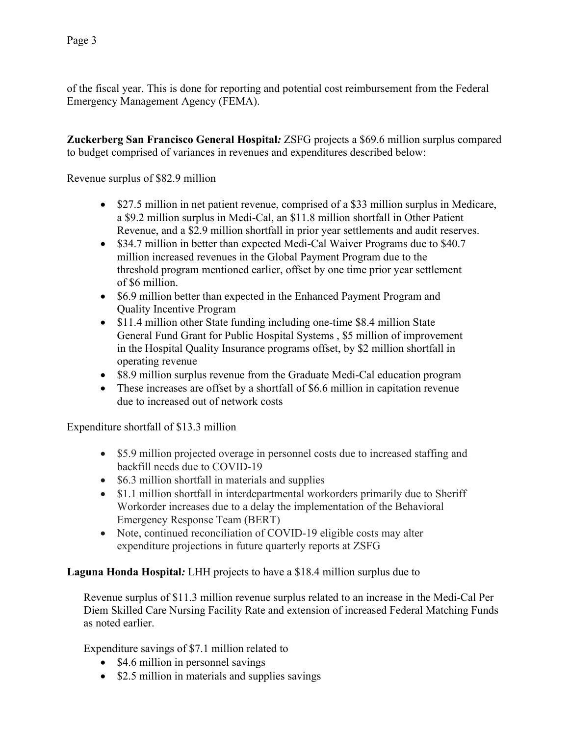of the fiscal year. This is done for reporting and potential cost reimbursement from the Federal Emergency Management Agency (FEMA).

**Zuckerberg San Francisco General Hospital*:*** ZSFG projects a $69.6 million surplus compared to budget comprised of variances in revenues and expenditures described below:

Revenue surplus of $82.9 million

- $27.5 million in net patient revenue, comprised of a $33 million surplus in Medicare, a $9.2 million surplus in Medi-Cal, an $11.8 million shortfall in Other Patient Revenue, and a $2.9 million shortfall in prior year settlements and audit reserves.
- $34.7 million in better than expected Medi-Cal Waiver Programs due to $40.7 million increased revenues in the Global Payment Program due to the threshold program mentioned earlier, offset by one time prior year settlement of $6 million.
- $6.9 million better than expected in the Enhanced Payment Program and Quality Incentive Program
- $11.4 million other State funding including one-time $8.4 million State General Fund Grant for Public Hospital Systems , $5 million of improvement in the Hospital Quality Insurance programs offset, by $2 million shortfall in operating revenue
- $8.9 million surplus revenue from the Graduate Medi-Cal education program
- These increases are offset by a shortfall of $6.6 million in capitation revenue due to increased out of network costs

Expenditure shortfall of $13.3 million

- $5.9 million projected overage in personnel costs due to increased staffing and backfill needs due to COVID-19
- $6.3 million shortfall in materials and supplies
- $1.1 million shortfall in interdepartmental workorders primarily due to Sheriff Workorder increases due to a delay the implementation of the Behavioral Emergency Response Team (BERT)
- Note, continued reconciliation of COVID-19 eligible costs may alter expenditure projections in future quarterly reports at ZSFG

**Laguna Honda Hospital*:*** LHH projects to have a $18.4 million surplus due to

Revenue surplus of $11.3 million revenue surplus related to an increase in the Medi-Cal Per Diem Skilled Care Nursing Facility Rate and extension of increased Federal Matching Funds as noted earlier.

Expenditure savings of $7.1 million related to

- $4.6 million in personnel savings
- $2.5 million in materials and supplies savings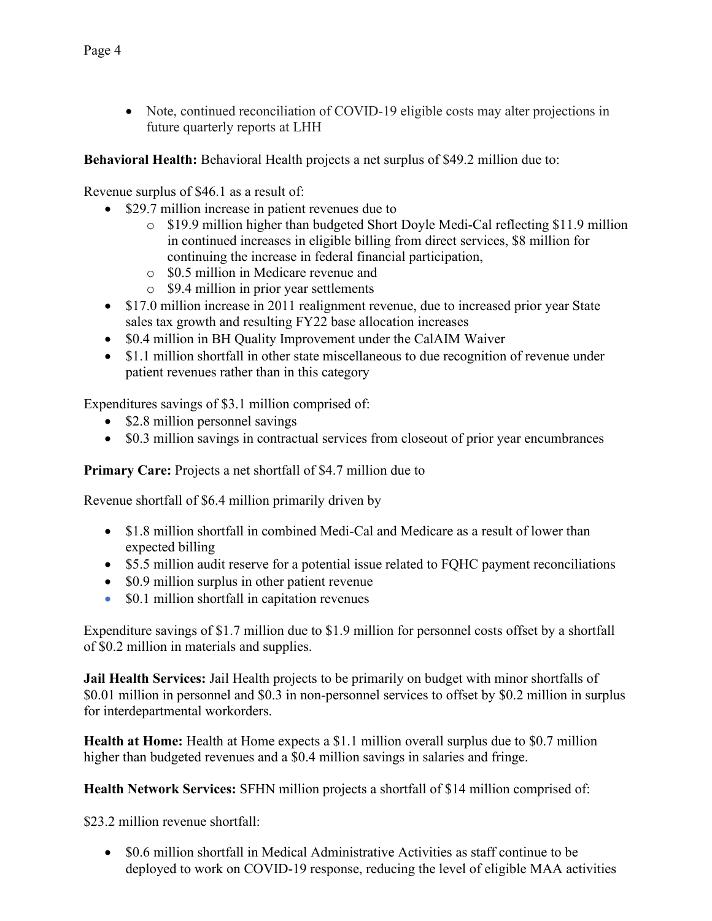- Note, continued reconciliation of COVID-19 eligible costs may alter projections in future quarterly reports at LHH

**Behavioral Health:** Behavioral Health projects a net surplus of $49.2 million due to:

Revenue surplus of $46.1 as a result of:

- $29.7 million increase in patient revenues due to
  - $19.9 million higher than budgeted Short Doyle Medi-Cal reflecting $11.9 million in continued increases in eligible billing from direct services, $8 million for continuing the increase in federal financial participation,
  - $0.5 million in Medicare revenue and
  - $9.4 million in prior year settlements
- $17.0 million increase in 2011 realignment revenue, due to increased prior year State sales tax growth and resulting FY22 base allocation increases
- $0.4 million in BH Quality Improvement under the CalAIM Waiver
- $1.1 million shortfall in other state miscellaneous to due recognition of revenue under patient revenues rather than in this category

Expenditures savings of $3.1 million comprised of:

- $2.8 million personnel savings
- $0.3 million savings in contractual services from closeout of prior year encumbrances

**Primary Care:** Projects a net shortfall of $4.7 million due to

Revenue shortfall of $6.4 million primarily driven by

- $1.8 million shortfall in combined Medi-Cal and Medicare as a result of lower than expected billing
- $5.5 million audit reserve for a potential issue related to FQHC payment reconciliations
- $0.9 million surplus in other patient revenue
- $0.1 million shortfall in capitation revenues

Expenditure savings of $1.7 million due to $1.9 million for personnel costs offset by a shortfall of $0.2 million in materials and supplies.

**Jail Health Services:** Jail Health projects to be primarily on budget with minor shortfalls of $0.01 million in personnel and $0.3 in non-personnel services to offset by $0.2 million in surplus for interdepartmental workorders.

**Health at Home:** Health at Home expects a $1.1 million overall surplus due to $0.7 million higher than budgeted revenues and a $0.4 million savings in salaries and fringe.

**Health Network Services:** SFHN million projects a shortfall of $14 million comprised of:

$23.2 million revenue shortfall:

- $0.6 million shortfall in Medical Administrative Activities as staff continue to be deployed to work on COVID-19 response, reducing the level of eligible MAA activities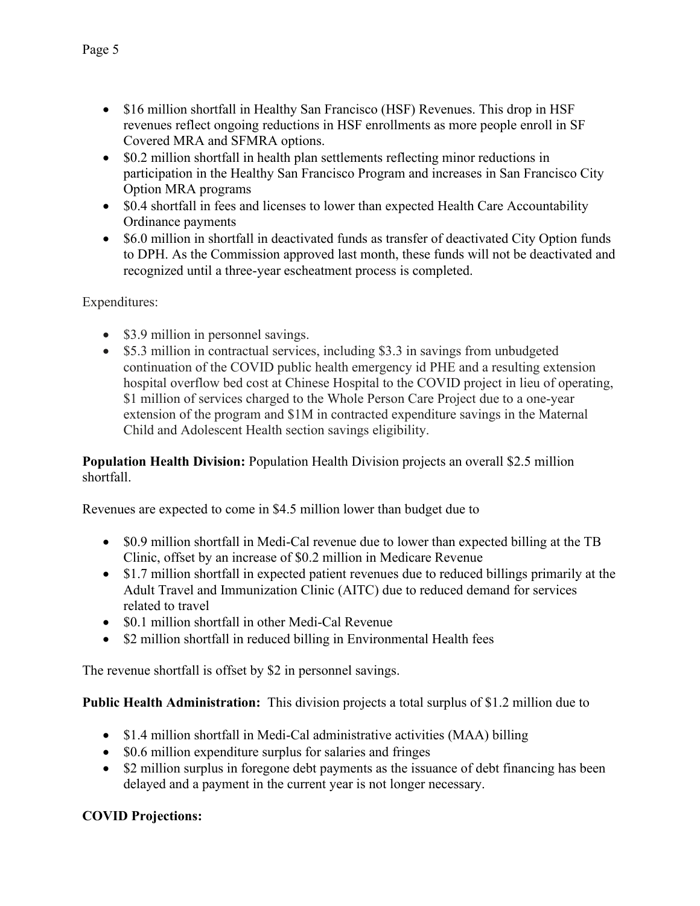- $16 million shortfall in Healthy San Francisco (HSF) Revenues. This drop in HSF revenues reflect ongoing reductions in HSF enrollments as more people enroll in SF Covered MRA and SFMRA options.
- $0.2 million shortfall in health plan settlements reflecting minor reductions in participation in the Healthy San Francisco Program and increases in San Francisco City Option MRA programs
- $0.4 shortfall in fees and licenses to lower than expected Health Care Accountability Ordinance payments
- $6.0 million in shortfall in deactivated funds as transfer of deactivated City Option funds to DPH. As the Commission approved last month, these funds will not be deactivated and recognized until a three-year escheatment process is completed.

Expenditures:

- $3.9 million in personnel savings.
- $5.3 million in contractual services, including $3.3 in savings from unbudgeted continuation of the COVID public health emergency id PHE and a resulting extension hospital overflow bed cost at Chinese Hospital to the COVID project in lieu of operating, $1 million of services charged to the Whole Person Care Project due to a one-year extension of the program and $1M in contracted expenditure savings in the Maternal Child and Adolescent Health section savings eligibility.

**Population Health Division:** Population Health Division projects an overall $2.5 million shortfall.

Revenues are expected to come in $4.5 million lower than budget due to

- $0.9 million shortfall in Medi-Cal revenue due to lower than expected billing at the TB Clinic, offset by an increase of $0.2 million in Medicare Revenue
- $1.7 million shortfall in expected patient revenues due to reduced billings primarily at the Adult Travel and Immunization Clinic (AITC) due to reduced demand for services related to travel
- $0.1 million shortfall in other Medi-Cal Revenue
- $2 million shortfall in reduced billing in Environmental Health fees

The revenue shortfall is offset by $2 in personnel savings.

**Public Health Administration:** This division projects a total surplus of $1.2 million due to

- $1.4 million shortfall in Medi-Cal administrative activities (MAA) billing
- $0.6 million expenditure surplus for salaries and fringes
- $2 million surplus in foregone debt payments as the issuance of debt financing has been delayed and a payment in the current year is not longer necessary.

**COVID Projections:**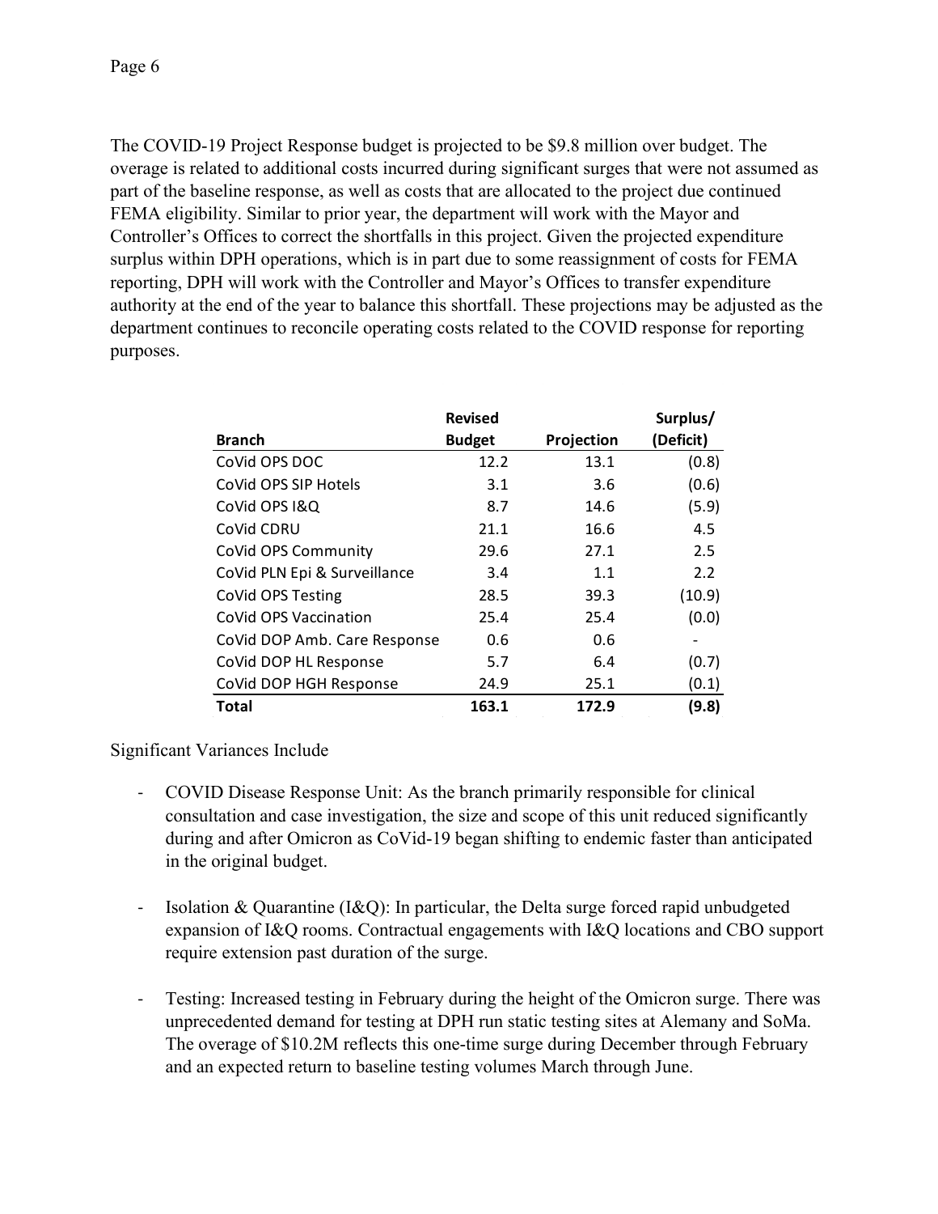The COVID-19 Project Response budget is projected to be $9.8 million over budget. The overage is related to additional costs incurred during significant surges that were not assumed as part of the baseline response, as well as costs that are allocated to the project due continued FEMA eligibility. Similar to prior year, the department will work with the Mayor and Controller's Offices to correct the shortfalls in this project. Given the projected expenditure surplus within DPH operations, which is in part due to some reassignment of costs for FEMA reporting, DPH will work with the Controller and Mayor's Offices to transfer expenditure authority at the end of the year to balance this shortfall. These projections may be adjusted as the department continues to reconcile operating costs related to the COVID response for reporting purposes.

| Branch | Revised Budget | Projection | Surplus/ (Deficit) |
|---|---|---|---|
| CoVid OPS DOC | 12.2 | 13.1 | (0.8) |
| CoVid OPS SIP Hotels | 3.1 | 3.6 | (0.6) |
| CoVid OPS I&Q | 8.7 | 14.6 | (5.9) |
| CoVid CDRU | 21.1 | 16.6 | 4.5 |
| CoVid OPS Community | 29.6 | 27.1 | 2.5 |
| CoVid PLN Epi & Surveillance | 3.4 | 1.1 | 2.2 |
| CoVid OPS Testing | 28.5 | 39.3 | (10.9) |
| CoVid OPS Vaccination | 25.4 | 25.4 | (0.0) |
| CoVid DOP Amb. Care Response | 0.6 | 0.6 | - |
| CoVid DOP HL Response | 5.7 | 6.4 | (0.7) |
| CoVid DOP HGH Response | 24.9 | 25.1 | (0.1) |
| **Total** | **163.1** | **172.9** | **(9.8)** |

Significant Variances Include

- COVID Disease Response Unit: As the branch primarily responsible for clinical consultation and case investigation, the size and scope of this unit reduced significantly during and after Omicron as CoVid-19 began shifting to endemic faster than anticipated in the original budget.

- Isolation & Quarantine (I&Q): In particular, the Delta surge forced rapid unbudgeted expansion of I&Q rooms. Contractual engagements with I&Q locations and CBO support require extension past duration of the surge.

- Testing: Increased testing in February during the height of the Omicron surge. There was unprecedented demand for testing at DPH run static testing sites at Alemany and SoMa. The overage of $10.2M reflects this one-time surge during December through February and an expected return to baseline testing volumes March through June.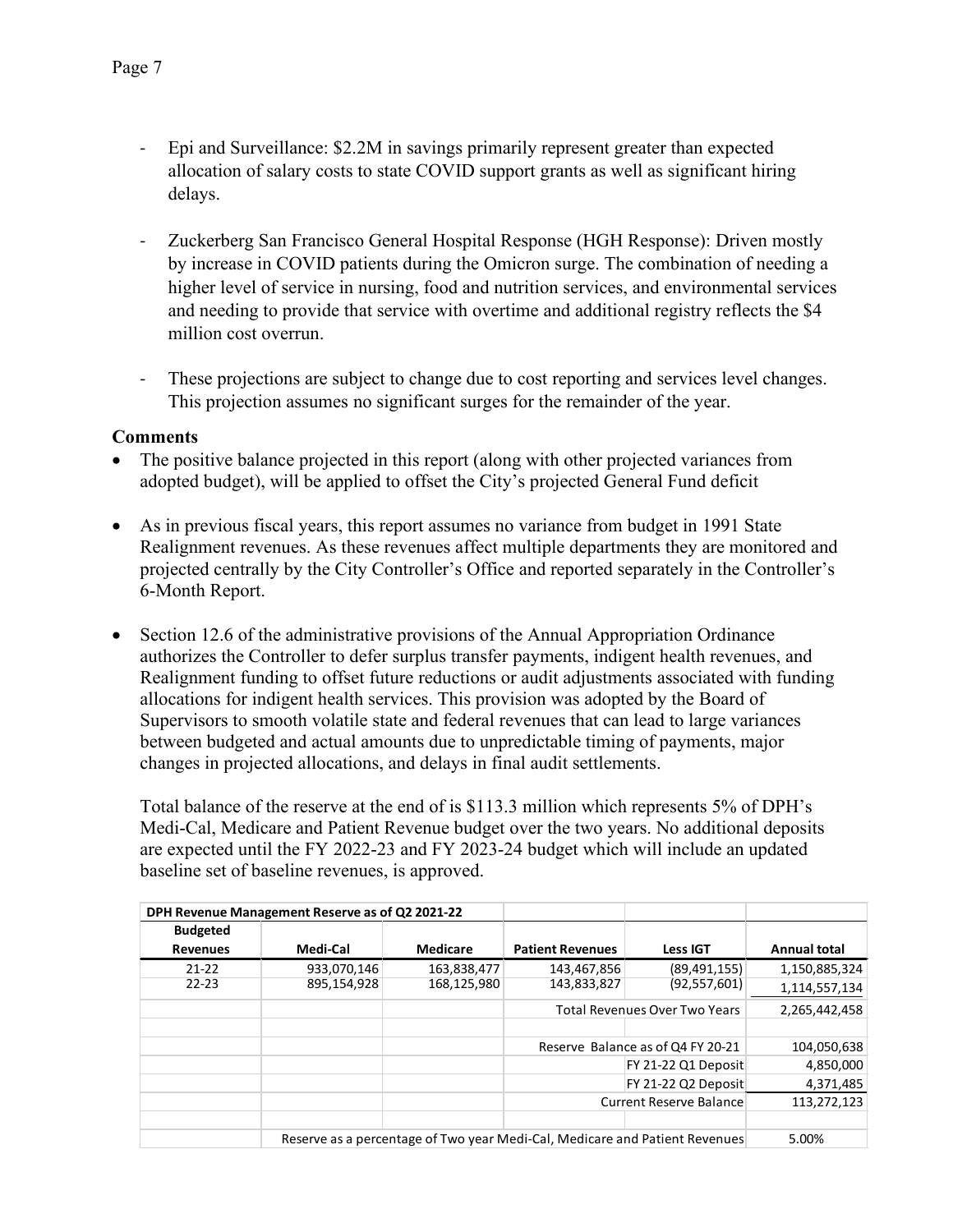- Epi and Surveillance: $2.2M in savings primarily represent greater than expected allocation of salary costs to state COVID support grants as well as significant hiring delays.

- Zuckerberg San Francisco General Hospital Response (HGH Response): Driven mostly by increase in COVID patients during the Omicron surge. The combination of needing a higher level of service in nursing, food and nutrition services, and environmental services and needing to provide that service with overtime and additional registry reflects the $4 million cost overrun.

- These projections are subject to change due to cost reporting and services level changes. This projection assumes no significant surges for the remainder of the year.

**Comments**

- The positive balance projected in this report (along with other projected variances from adopted budget), will be applied to offset the City's projected General Fund deficit

- As in previous fiscal years, this report assumes no variance from budget in 1991 State Realignment revenues. As these revenues affect multiple departments they are monitored and projected centrally by the City Controller's Office and reported separately in the Controller's 6-Month Report.

- Section 12.6 of the administrative provisions of the Annual Appropriation Ordinance authorizes the Controller to defer surplus transfer payments, indigent health revenues, and Realignment funding to offset future reductions or audit adjustments associated with funding allocations for indigent health services. This provision was adopted by the Board of Supervisors to smooth volatile state and federal revenues that can lead to large variances between budgeted and actual amounts due to unpredictable timing of payments, major changes in projected allocations, and delays in final audit settlements.

  Total balance of the reserve at the end of is $113.3 million which represents 5% of DPH's Medi-Cal, Medicare and Patient Revenue budget over the two years. No additional deposits are expected until the FY 2022-23 and FY 2023-24 budget which will include an updated baseline set of baseline revenues, is approved.

| DPH Revenue Management Reserve as of Q2 2021-22 | | | | | |
|---|---|---|---|---|---|
| **Budgeted Revenues** | **Medi-Cal** | **Medicare** | **Patient Revenues** | **Less IGT** | **Annual total** |
| 21-22 | 933,070,146 | 163,838,477 | 143,467,856 | (89,491,155) | 1,150,885,324 |
| 22-23 | 895,154,928 | 168,125,980 | 143,833,827 | (92,557,601) | 1,114,557,134 |
| | | | Total Revenues Over Two Years | | 2,265,442,458 |
| | | | | | |
| | | | Reserve Balance as of Q4 FY 20-21 | | 104,050,638 |
| | | | | FY 21-22 Q1 Deposit | 4,850,000 |
| | | | | FY 21-22 Q2 Deposit | 4,371,485 |
| | | | | Current Reserve Balance | 113,272,123 |
| | | | | | |
| | Reserve as a percentage of Two year Medi-Cal, Medicare and Patient Revenues | | | | 5.00% |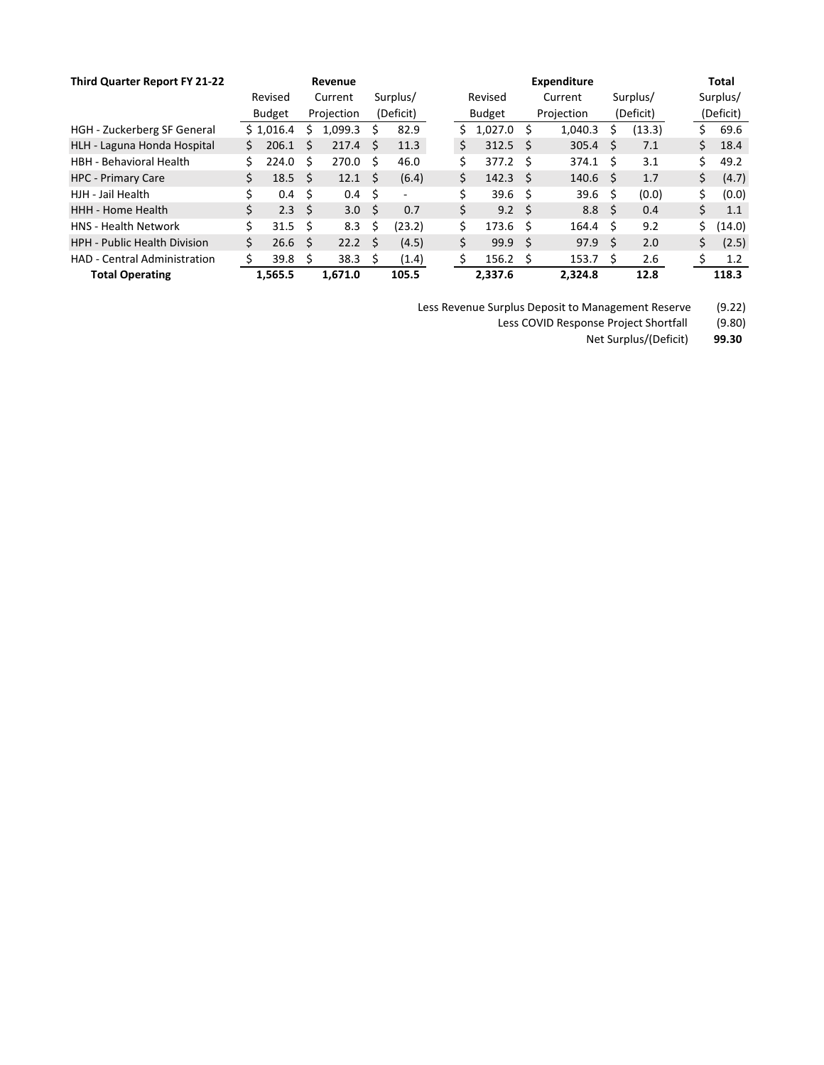| Third Quarter Report FY 21-22 | Revenue | | | Expenditure | | | Total |
|---|---|---|---|---|---|---|---|
| | Revised Budget | Current Projection | Surplus/ (Deficit) | Revised Budget | Current Projection | Surplus/ (Deficit) | Surplus/ (Deficit) |
| HGH - Zuckerberg SF General | $ 1,016.4 | $ 1,099.3 | $ 82.9 | $ 1,027.0 | $ 1,040.3 | $ (13.3) | $ 69.6 |
| HLH - Laguna Honda Hospital | $ 206.1 | $ 217.4 | $ 11.3 | $ 312.5 | $ 305.4 | $ 7.1 | $ 18.4 |
| HBH - Behavioral Health | $ 224.0 | $ 270.0 | $ 46.0 | $ 377.2 | $ 374.1 | $ 3.1 | $ 49.2 |
| HPC - Primary Care | $ 18.5 | $ 12.1 | $ (6.4) | $ 142.3 | $ 140.6 | $ 1.7 | $ (4.7) |
| HJH - Jail Health | $ 0.4 | $ 0.4 | $ - | $ 39.6 | $ 39.6 | $ (0.0) | $ (0.0) |
| HHH - Home Health | $ 2.3 | $ 3.0 | $ 0.7 | $ 9.2 | $ 8.8 | $ 0.4 | $ 1.1 |
| HNS - Health Network | $ 31.5 | $ 8.3 | $ (23.2) | $ 173.6 | $ 164.4 | $ 9.2 | $ (14.0) |
| HPH - Public Health Division | $ 26.6 | $ 22.2 | $ (4.5) | $ 99.9 | $ 97.9 | $ 2.0 | $ (2.5) |
| HAD - Central Administration | $ 39.8 | $ 38.3 | $ (1.4) | $ 156.2 | $ 153.7 | $ 2.6 | $ 1.2 |
| **Total Operating** | **1,565.5** | **1,671.0** | **105.5** | **2,337.6** | **2,324.8** | **12.8** | **118.3** |

| | |
|---|---|
| Less Revenue Surplus Deposit to Management Reserve | (9.22) |
| Less COVID Response Project Shortfall | (9.80) |
| Net Surplus/(Deficit) | **99.30** |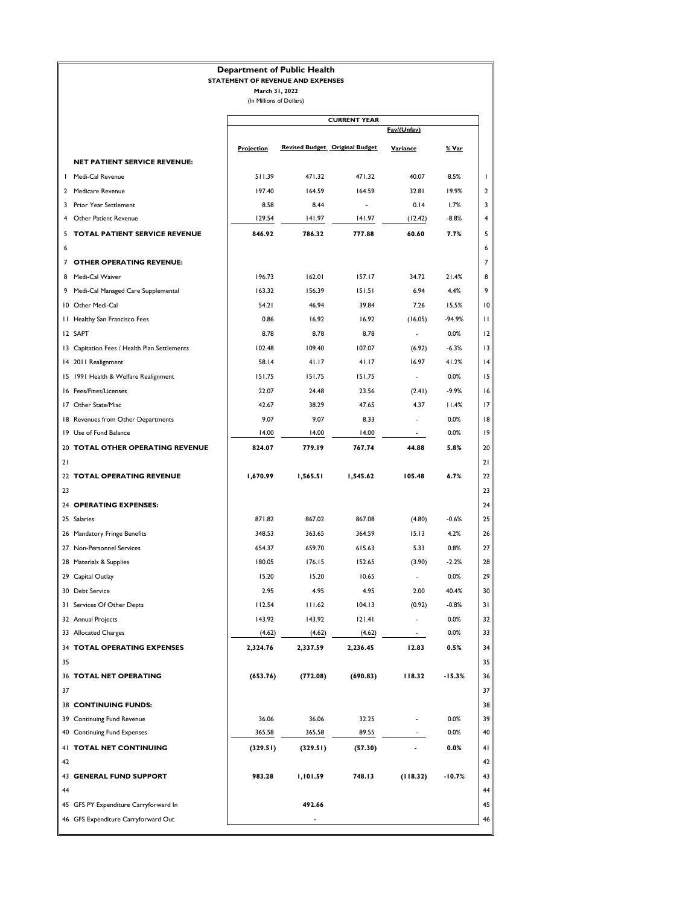# Department of Public Health

**STATEMENT OF REVENUE AND EXPENSES**

**March 31, 2022**

(In Millions of Dollars)

| | | CURRENT YEAR | | | | | |
|---|---|---|---|---|---|---|---|
| | | | | | Fav/(Unfav) | | |
| | | Projection | Revised Budget | Original Budget | Variance | % Var | |
| | **NET PATIENT SERVICE REVENUE:** | | | | | | |
| 1 | Medi-Cal Revenue | 511.39 | 471.32 | 471.32 | 40.07 | 8.5% | 1 |
| 2 | Medicare Revenue | 197.40 | 164.59 | 164.59 | 32.81 | 19.9% | 2 |
| 3 | Prior Year Settlement | 8.58 | 8.44 | - | 0.14 | 1.7% | 3 |
| 4 | Other Patient Revenue | 129.54 | 141.97 | 141.97 | (12.42) | -8.8% | 4 |
| 5 | **TOTAL PATIENT SERVICE REVENUE** | **846.92** | **786.32** | **777.88** | **60.60** | **7.7%** | 5 |
| 6 | | | | | | | 6 |
| 7 | **OTHER OPERATING REVENUE:** | | | | | | 7 |
| 8 | Medi-Cal Waiver | 196.73 | 162.01 | 157.17 | 34.72 | 21.4% | 8 |
| 9 | Medi-Cal Managed Care Supplemental | 163.32 | 156.39 | 151.51 | 6.94 | 4.4% | 9 |
| 10 | Other Medi-Cal | 54.21 | 46.94 | 39.84 | 7.26 | 15.5% | 10 |
| 11 | Healthy San Francisco Fees | 0.86 | 16.92 | 16.92 | (16.05) | -94.9% | 11 |
| 12 | SAPT | 8.78 | 8.78 | 8.78 | - | 0.0% | 12 |
| 13 | Capitation Fees / Health Plan Settlements | 102.48 | 109.40 | 107.07 | (6.92) | -6.3% | 13 |
| 14 | 2011 Realignment | 58.14 | 41.17 | 41.17 | 16.97 | 41.2% | 14 |
| 15 | 1991 Health & Welfare Realignment | 151.75 | 151.75 | 151.75 | - | 0.0% | 15 |
| 16 | Fees/Fines/Licenses | 22.07 | 24.48 | 23.56 | (2.41) | -9.9% | 16 |
| 17 | Other State/Misc | 42.67 | 38.29 | 47.65 | 4.37 | 11.4% | 17 |
| 18 | Revenues from Other Departments | 9.07 | 9.07 | 8.33 | - | 0.0% | 18 |
| 19 | Use of Fund Balance | 14.00 | 14.00 | 14.00 | - | 0.0% | 19 |
| 20 | **TOTAL OTHER OPERATING REVENUE** | **824.07** | **779.19** | **767.74** | **44.88** | **5.8%** | 20 |
| 21 | | | | | | | 21 |
| 22 | **TOTAL OPERATING REVENUE** | **1,670.99** | **1,565.51** | **1,545.62** | **105.48** | **6.7%** | 22 |
| 23 | | | | | | | 23 |
| 24 | **OPERATING EXPENSES:** | | | | | | 24 |
| 25 | Salaries | 871.82 | 867.02 | 867.08 | (4.80) | -0.6% | 25 |
| 26 | Mandatory Fringe Benefits | 348.53 | 363.65 | 364.59 | 15.13 | 4.2% | 26 |
| 27 | Non-Personnel Services | 654.37 | 659.70 | 615.63 | 5.33 | 0.8% | 27 |
| 28 | Materials & Supplies | 180.05 | 176.15 | 152.65 | (3.90) | -2.2% | 28 |
| 29 | Capital Outlay | 15.20 | 15.20 | 10.65 | - | 0.0% | 29 |
| 30 | Debt Service | 2.95 | 4.95 | 4.95 | 2.00 | 40.4% | 30 |
| 31 | Services Of Other Depts | 112.54 | 111.62 | 104.13 | (0.92) | -0.8% | 31 |
| 32 | Annual Projects | 143.92 | 143.92 | 121.41 | - | 0.0% | 32 |
| 33 | Allocated Charges | (4.62) | (4.62) | (4.62) | - | 0.0% | 33 |
| 34 | **TOTAL OPERATING EXPENSES** | **2,324.76** | **2,337.59** | **2,236.45** | **12.83** | **0.5%** | 34 |
| 35 | | | | | | | 35 |
| 36 | **TOTAL NET OPERATING** | **(653.76)** | **(772.08)** | **(690.83)** | **118.32** | **-15.3%** | 36 |
| 37 | | | | | | | 37 |
| 38 | **CONTINUING FUNDS:** | | | | | | 38 |
| 39 | Continuing Fund Revenue | 36.06 | 36.06 | 32.25 | - | 0.0% | 39 |
| 40 | Continuing Fund Expenses | 365.58 | 365.58 | 89.55 | - | 0.0% | 40 |
| 41 | **TOTAL NET CONTINUING** | **(329.51)** | **(329.51)** | **(57.30)** | **-** | **0.0%** | 41 |
| 42 | | | | | | | 42 |
| 43 | **GENERAL FUND SUPPORT** | **983.28** | **1,101.59** | **748.13** | **(118.32)** | **-10.7%** | 43 |
| 44 | | | | | | | 44 |
| 45 | GFS PY Expenditure Carryforward In | | **492.66** | | | | 45 |
| 46 | GFS Expenditure Carryforward Out | | - | | | | 46 |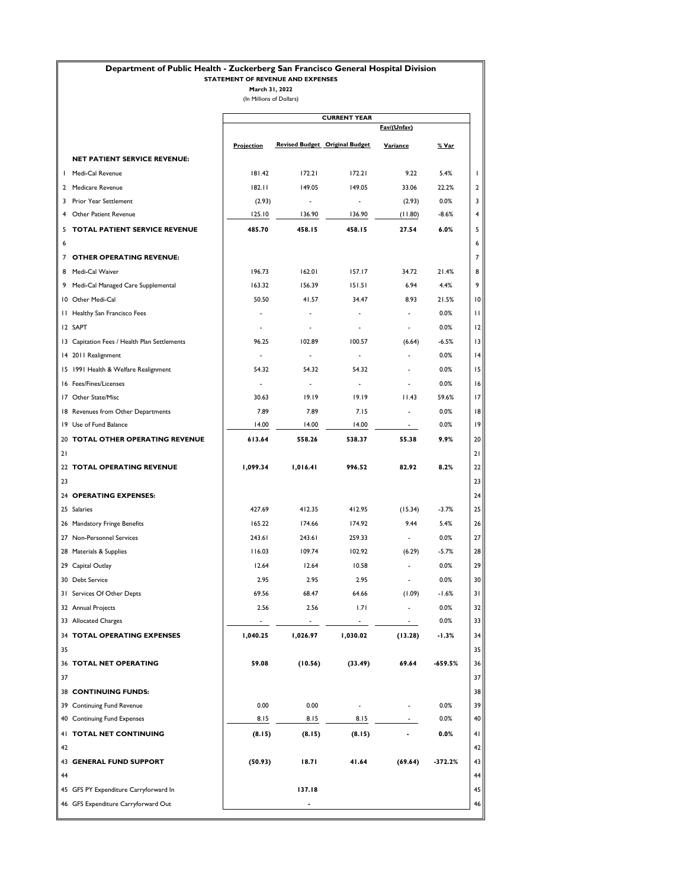# Department of Public Health - Zuckerberg San Francisco General Hospital Division

**STATEMENT OF REVENUE AND EXPENSES**

**March 31, 2022**

(In Millions of Dollars)

| | | CURRENT YEAR | | | | | |
|---|---|---|---|---|---|---|---|
| | | | | | Fav/(Unfav) | | |
| | | Projection | Revised Budget | Original Budget | Variance | % Var | |
| | **NET PATIENT SERVICE REVENUE:** | | | | | | |
| 1 | Medi-Cal Revenue | 181.42 | 172.21 | 172.21 | 9.22 | 5.4% | 1 |
| 2 | Medicare Revenue | 182.11 | 149.05 | 149.05 | 33.06 | 22.2% | 2 |
| 3 | Prior Year Settlement | (2.93) | - | - | (2.93) | 0.0% | 3 |
| 4 | Other Patient Revenue | 125.10 | 136.90 | 136.90 | (11.80) | -8.6% | 4 |
| 5 | **TOTAL PATIENT SERVICE REVENUE** | **485.70** | **458.15** | **458.15** | **27.54** | **6.0%** | 5 |
| 6 | | | | | | | 6 |
| 7 | **OTHER OPERATING REVENUE:** | | | | | | 7 |
| 8 | Medi-Cal Waiver | 196.73 | 162.01 | 157.17 | 34.72 | 21.4% | 8 |
| 9 | Medi-Cal Managed Care Supplemental | 163.32 | 156.39 | 151.51 | 6.94 | 4.4% | 9 |
| 10 | Other Medi-Cal | 50.50 | 41.57 | 34.47 | 8.93 | 21.5% | 10 |
| 11 | Healthy San Francisco Fees | - | - | - | - | 0.0% | 11 |
| 12 | SAPT | - | - | - | - | 0.0% | 12 |
| 13 | Capitation Fees / Health Plan Settlements | 96.25 | 102.89 | 100.57 | (6.64) | -6.5% | 13 |
| 14 | 2011 Realignment | - | - | - | - | 0.0% | 14 |
| 15 | 1991 Health & Welfare Realignment | 54.32 | 54.32 | 54.32 | - | 0.0% | 15 |
| 16 | Fees/Fines/Licenses | - | - | - | - | 0.0% | 16 |
| 17 | Other State/Misc | 30.63 | 19.19 | 19.19 | 11.43 | 59.6% | 17 |
| 18 | Revenues from Other Departments | 7.89 | 7.89 | 7.15 | - | 0.0% | 18 |
| 19 | Use of Fund Balance | 14.00 | 14.00 | 14.00 | - | 0.0% | 19 |
| 20 | **TOTAL OTHER OPERATING REVENUE** | **613.64** | **558.26** | **538.37** | **55.38** | **9.9%** | 20 |
| 21 | | | | | | | 21 |
| 22 | **TOTAL OPERATING REVENUE** | **1,099.34** | **1,016.41** | **996.52** | **82.92** | **8.2%** | 22 |
| 23 | | | | | | | 23 |
| 24 | **OPERATING EXPENSES:** | | | | | | 24 |
| 25 | Salaries | 427.69 | 412.35 | 412.95 | (15.34) | -3.7% | 25 |
| 26 | Mandatory Fringe Benefits | 165.22 | 174.66 | 174.92 | 9.44 | 5.4% | 26 |
| 27 | Non-Personnel Services | 243.61 | 243.61 | 259.33 | - | 0.0% | 27 |
| 28 | Materials & Supplies | 116.03 | 109.74 | 102.92 | (6.29) | -5.7% | 28 |
| 29 | Capital Outlay | 12.64 | 12.64 | 10.58 | - | 0.0% | 29 |
| 30 | Debt Service | 2.95 | 2.95 | 2.95 | - | 0.0% | 30 |
| 31 | Services Of Other Depts | 69.56 | 68.47 | 64.66 | (1.09) | -1.6% | 31 |
| 32 | Annual Projects | 2.56 | 2.56 | 1.71 | - | 0.0% | 32 |
| 33 | Allocated Charges | - | - | - | - | 0.0% | 33 |
| 34 | **TOTAL OPERATING EXPENSES** | **1,040.25** | **1,026.97** | **1,030.02** | **(13.28)** | **-1.3%** | 34 |
| 35 | | | | | | | 35 |
| 36 | **TOTAL NET OPERATING** | **59.08** | **(10.56)** | **(33.49)** | **69.64** | **-659.5%** | 36 |
| 37 | | | | | | | 37 |
| 38 | **CONTINUING FUNDS:** | | | | | | 38 |
| 39 | Continuing Fund Revenue | 0.00 | 0.00 | - | - | 0.0% | 39 |
| 40 | Continuing Fund Expenses | 8.15 | 8.15 | 8.15 | - | 0.0% | 40 |
| 41 | **TOTAL NET CONTINUING** | **(8.15)** | **(8.15)** | **(8.15)** | **-** | **0.0%** | 41 |
| 42 | | | | | | | 42 |
| 43 | **GENERAL FUND SUPPORT** | **(50.93)** | **18.71** | **41.64** | **(69.64)** | **-372.2%** | 43 |
| 44 | | | | | | | 44 |
| 45 | GFS PY Expenditure Carryforward In | | **137.18** | | | | 45 |
| 46 | GFS Expenditure Carryforward Out | | **-** | | | | 46 |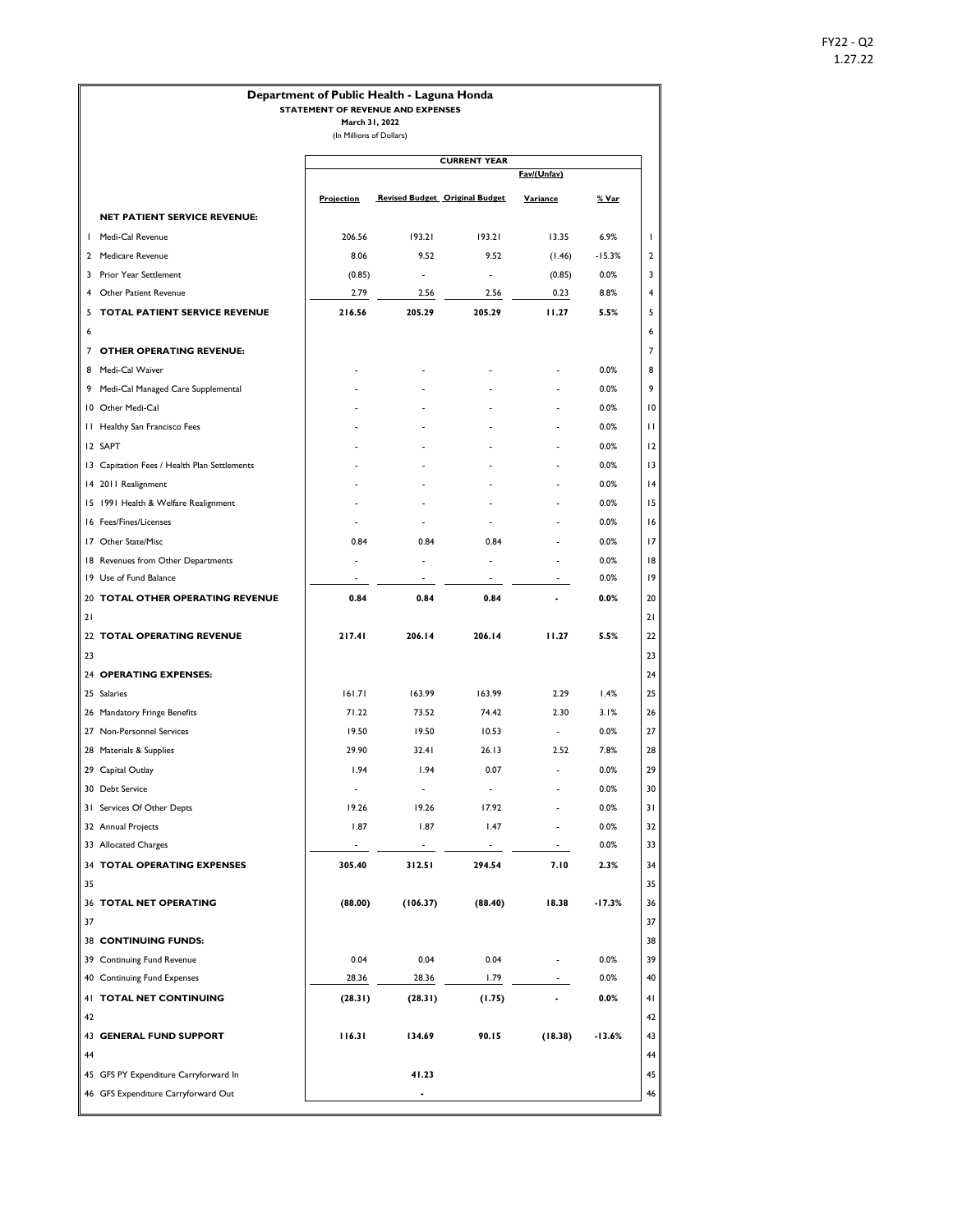FY22 - Q2
1.27.22

# Department of Public Health - Laguna Honda

**STATEMENT OF REVENUE AND EXPENSES**

**March 31, 2022**

(In Millions of Dollars)

| | | CURRENT YEAR | | | | | |
|---|---|---|---|---|---|---|---|
| | | | | | Fav/(Unfav) | | |
| | | Projection | Revised Budget | Original Budget | Variance | % Var | |
| | **NET PATIENT SERVICE REVENUE:** | | | | | | |
| 1 | Medi-Cal Revenue | 206.56 | 193.21 | 193.21 | 13.35 | 6.9% | 1 |
| 2 | Medicare Revenue | 8.06 | 9.52 | 9.52 | (1.46) | -15.3% | 2 |
| 3 | Prior Year Settlement | (0.85) | - | - | (0.85) | 0.0% | 3 |
| 4 | Other Patient Revenue | 2.79 | 2.56 | 2.56 | 0.23 | 8.8% | 4 |
| 5 | **TOTAL PATIENT SERVICE REVENUE** | **216.56** | **205.29** | **205.29** | **11.27** | **5.5%** | 5 |
| 6 | | | | | | | 6 |
| 7 | **OTHER OPERATING REVENUE:** | | | | | | 7 |
| 8 | Medi-Cal Waiver | - | - | - | - | 0.0% | 8 |
| 9 | Medi-Cal Managed Care Supplemental | - | - | - | - | 0.0% | 9 |
| 10 | Other Medi-Cal | - | - | - | - | 0.0% | 10 |
| 11 | Healthy San Francisco Fees | - | - | - | - | 0.0% | 11 |
| 12 | SAPT | - | - | - | - | 0.0% | 12 |
| 13 | Capitation Fees / Health Plan Settlements | - | - | - | - | 0.0% | 13 |
| 14 | 2011 Realignment | - | - | - | - | 0.0% | 14 |
| 15 | 1991 Health & Welfare Realignment | - | - | - | - | 0.0% | 15 |
| 16 | Fees/Fines/Licenses | - | - | - | - | 0.0% | 16 |
| 17 | Other State/Misc | 0.84 | 0.84 | 0.84 | - | 0.0% | 17 |
| 18 | Revenues from Other Departments | - | - | - | - | 0.0% | 18 |
| 19 | Use of Fund Balance | - | - | - | - | 0.0% | 19 |
| 20 | **TOTAL OTHER OPERATING REVENUE** | **0.84** | **0.84** | **0.84** | **-** | **0.0%** | 20 |
| 21 | | | | | | | 21 |
| 22 | **TOTAL OPERATING REVENUE** | **217.41** | **206.14** | **206.14** | **11.27** | **5.5%** | 22 |
| 23 | | | | | | | 23 |
| 24 | **OPERATING EXPENSES:** | | | | | | 24 |
| 25 | Salaries | 161.71 | 163.99 | 163.99 | 2.29 | 1.4% | 25 |
| 26 | Mandatory Fringe Benefits | 71.22 | 73.52 | 74.42 | 2.30 | 3.1% | 26 |
| 27 | Non-Personnel Services | 19.50 | 19.50 | 10.53 | - | 0.0% | 27 |
| 28 | Materials & Supplies | 29.90 | 32.41 | 26.13 | 2.52 | 7.8% | 28 |
| 29 | Capital Outlay | 1.94 | 1.94 | 0.07 | - | 0.0% | 29 |
| 30 | Debt Service | - | - | - | - | 0.0% | 30 |
| 31 | Services Of Other Depts | 19.26 | 19.26 | 17.92 | - | 0.0% | 31 |
| 32 | Annual Projects | 1.87 | 1.87 | 1.47 | - | 0.0% | 32 |
| 33 | Allocated Charges | - | - | - | - | 0.0% | 33 |
| 34 | **TOTAL OPERATING EXPENSES** | **305.40** | **312.51** | **294.54** | **7.10** | **2.3%** | 34 |
| 35 | | | | | | | 35 |
| 36 | **TOTAL NET OPERATING** | **(88.00)** | **(106.37)** | **(88.40)** | **18.38** | **-17.3%** | 36 |
| 37 | | | | | | | 37 |
| 38 | **CONTINUING FUNDS:** | | | | | | 38 |
| 39 | Continuing Fund Revenue | 0.04 | 0.04 | 0.04 | - | 0.0% | 39 |
| 40 | Continuing Fund Expenses | 28.36 | 28.36 | 1.79 | - | 0.0% | 40 |
| 41 | **TOTAL NET CONTINUING** | **(28.31)** | **(28.31)** | **(1.75)** | **-** | **0.0%** | 41 |
| 42 | | | | | | | 42 |
| 43 | **GENERAL FUND SUPPORT** | **116.31** | **134.69** | **90.15** | **(18.38)** | **-13.6%** | 43 |
| 44 | | | | | | | 44 |
| 45 | GFS PY Expenditure Carryforward In | | **41.23** | | | | 45 |
| 46 | GFS Expenditure Carryforward Out | | **-** | | | | 46 |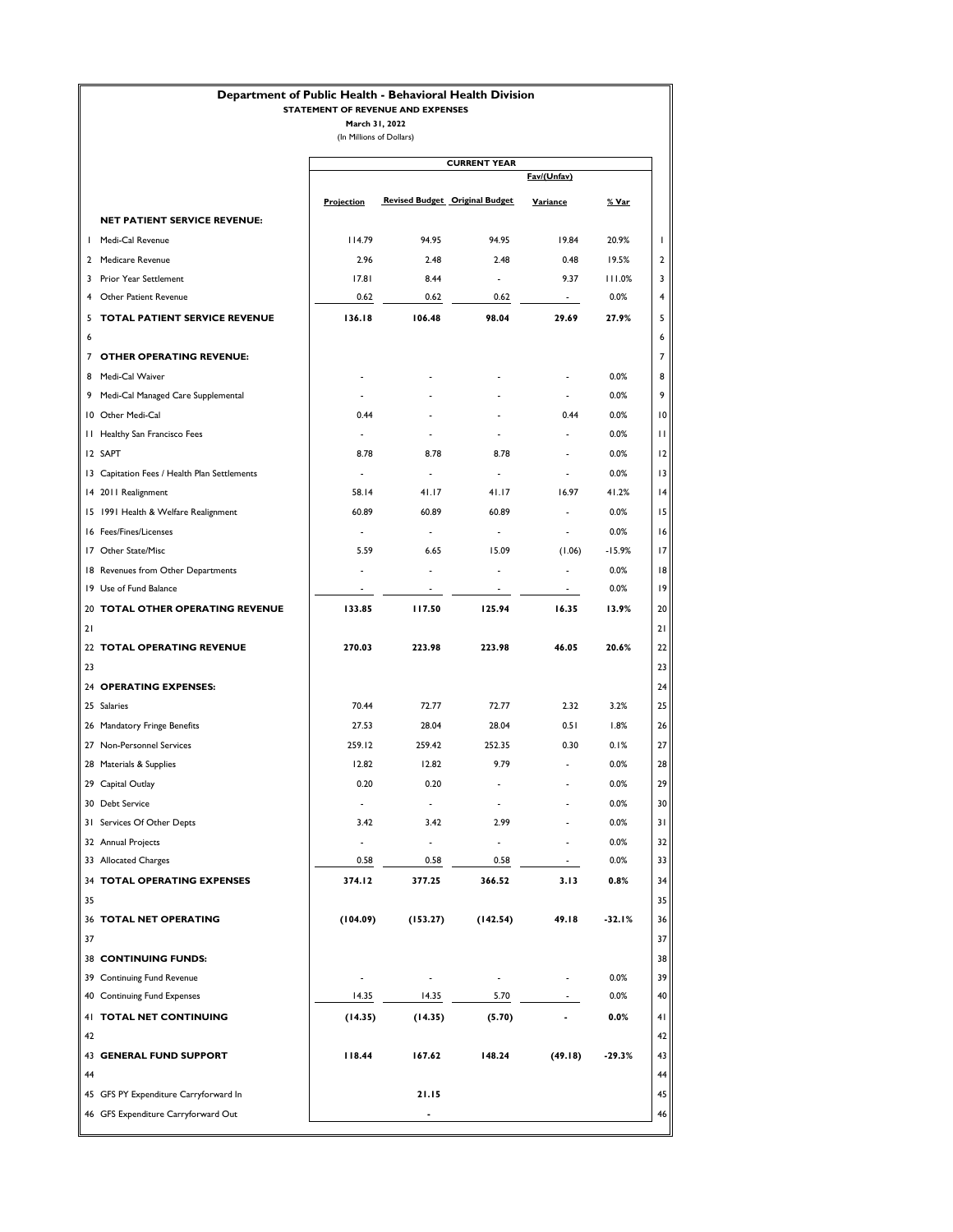# Department of Public Health - Behavioral Health Division

**STATEMENT OF REVENUE AND EXPENSES**

**March 31, 2022**

(In Millions of Dollars)

| | | CURRENT YEAR | | | | | |
|---|---|---|---|---|---|---|---|
| | | | | | Fav/(Unfav) | | |
| | | Projection | Revised Budget | Original Budget | Variance | % Var | |
| | **NET PATIENT SERVICE REVENUE:** | | | | | | |
| 1 | Medi-Cal Revenue | 114.79 | 94.95 | 94.95 | 19.84 | 20.9% | 1 |
| 2 | Medicare Revenue | 2.96 | 2.48 | 2.48 | 0.48 | 19.5% | 2 |
| 3 | Prior Year Settlement | 17.81 | 8.44 | - | 9.37 | 111.0% | 3 |
| 4 | Other Patient Revenue | 0.62 | 0.62 | 0.62 | - | 0.0% | 4 |
| 5 | **TOTAL PATIENT SERVICE REVENUE** | **136.18** | **106.48** | **98.04** | **29.69** | **27.9%** | 5 |
| 6 | | | | | | | 6 |
| 7 | **OTHER OPERATING REVENUE:** | | | | | | 7 |
| 8 | Medi-Cal Waiver | - | - | - | - | 0.0% | 8 |
| 9 | Medi-Cal Managed Care Supplemental | - | - | - | - | 0.0% | 9 |
| 10 | Other Medi-Cal | 0.44 | - | - | 0.44 | 0.0% | 10 |
| 11 | Healthy San Francisco Fees | - | - | - | - | 0.0% | 11 |
| 12 | SAPT | 8.78 | 8.78 | 8.78 | - | 0.0% | 12 |
| 13 | Capitation Fees / Health Plan Settlements | - | - | - | - | 0.0% | 13 |
| 14 | 2011 Realignment | 58.14 | 41.17 | 41.17 | 16.97 | 41.2% | 14 |
| 15 | 1991 Health & Welfare Realignment | 60.89 | 60.89 | 60.89 | - | 0.0% | 15 |
| 16 | Fees/Fines/Licenses | - | - | - | - | 0.0% | 16 |
| 17 | Other State/Misc | 5.59 | 6.65 | 15.09 | (1.06) | -15.9% | 17 |
| 18 | Revenues from Other Departments | - | - | - | - | 0.0% | 18 |
| 19 | Use of Fund Balance | - | - | - | - | 0.0% | 19 |
| 20 | **TOTAL OTHER OPERATING REVENUE** | **133.85** | **117.50** | **125.94** | **16.35** | **13.9%** | 20 |
| 21 | | | | | | | 21 |
| 22 | **TOTAL OPERATING REVENUE** | **270.03** | **223.98** | **223.98** | **46.05** | **20.6%** | 22 |
| 23 | | | | | | | 23 |
| 24 | **OPERATING EXPENSES:** | | | | | | 24 |
| 25 | Salaries | 70.44 | 72.77 | 72.77 | 2.32 | 3.2% | 25 |
| 26 | Mandatory Fringe Benefits | 27.53 | 28.04 | 28.04 | 0.51 | 1.8% | 26 |
| 27 | Non-Personnel Services | 259.12 | 259.42 | 252.35 | 0.30 | 0.1% | 27 |
| 28 | Materials & Supplies | 12.82 | 12.82 | 9.79 | - | 0.0% | 28 |
| 29 | Capital Outlay | 0.20 | 0.20 | - | - | 0.0% | 29 |
| 30 | Debt Service | - | - | - | - | 0.0% | 30 |
| 31 | Services Of Other Depts | 3.42 | 3.42 | 2.99 | - | 0.0% | 31 |
| 32 | Annual Projects | - | - | - | - | 0.0% | 32 |
| 33 | Allocated Charges | 0.58 | 0.58 | 0.58 | - | 0.0% | 33 |
| 34 | **TOTAL OPERATING EXPENSES** | **374.12** | **377.25** | **366.52** | **3.13** | **0.8%** | 34 |
| 35 | | | | | | | 35 |
| 36 | **TOTAL NET OPERATING** | **(104.09)** | **(153.27)** | **(142.54)** | **49.18** | **-32.1%** | 36 |
| 37 | | | | | | | 37 |
| 38 | **CONTINUING FUNDS:** | | | | | | 38 |
| 39 | Continuing Fund Revenue | - | - | - | - | 0.0% | 39 |
| 40 | Continuing Fund Expenses | 14.35 | 14.35 | 5.70 | - | 0.0% | 40 |
| 41 | **TOTAL NET CONTINUING** | **(14.35)** | **(14.35)** | **(5.70)** | **-** | **0.0%** | 41 |
| 42 | | | | | | | 42 |
| 43 | **GENERAL FUND SUPPORT** | **118.44** | **167.62** | **148.24** | **(49.18)** | **-29.3%** | 43 |
| 44 | | | | | | | 44 |
| 45 | GFS PY Expenditure Carryforward In | | **21.15** | | | | 45 |
| 46 | GFS Expenditure Carryforward Out | | - | | | | 46 |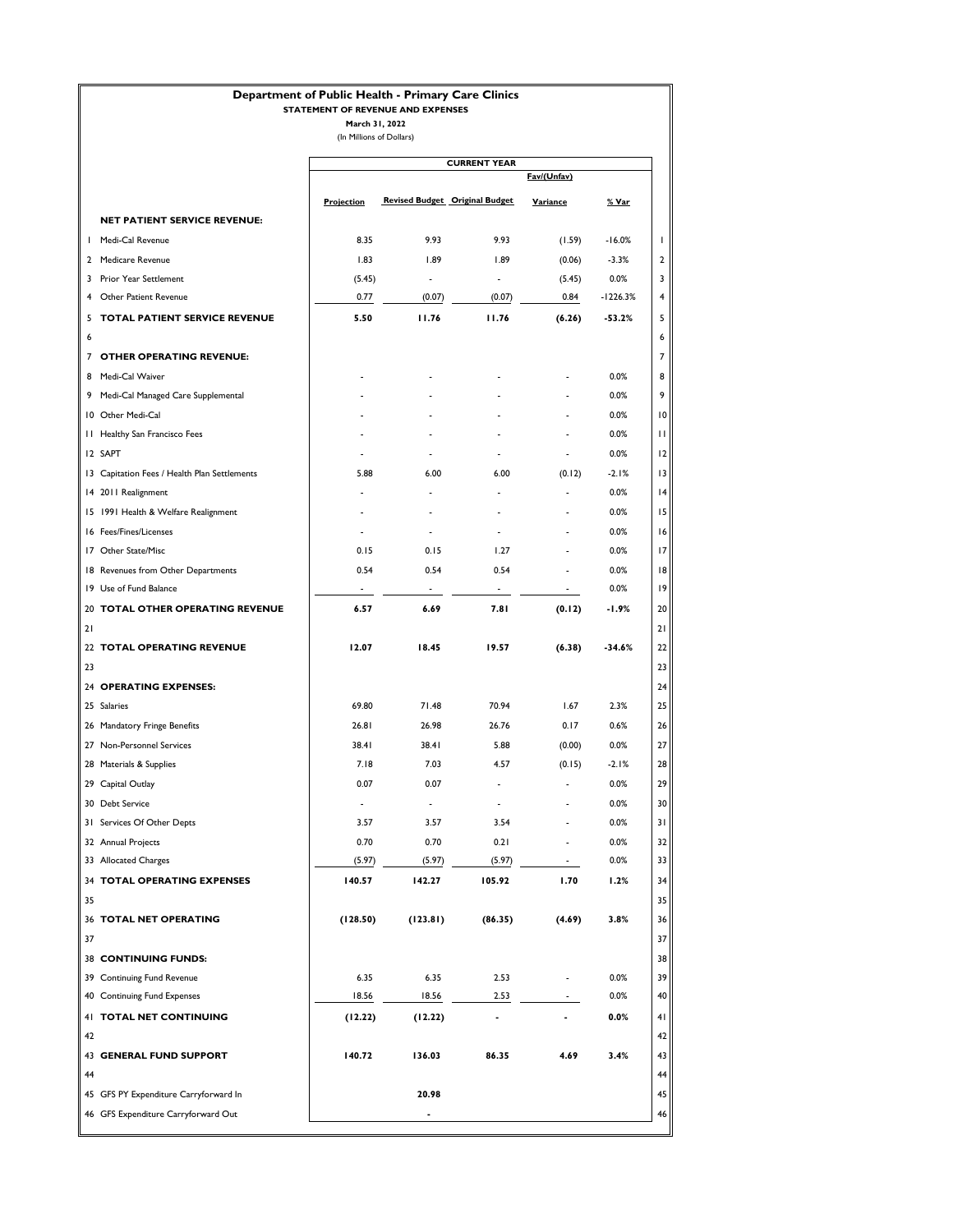# Department of Public Health - Primary Care Clinics

## STATEMENT OF REVENUE AND EXPENSES

**March 31, 2022**

(In Millions of Dollars)

| | | CURRENT YEAR | | | | | |
|---|---|---|---|---|---|---|---|
| | | | | | Fav/(Unfav) | | |
| | | Projection | Revised Budget | Original Budget | Variance | % Var | |
| | **NET PATIENT SERVICE REVENUE:** | | | | | | |
| 1 | Medi-Cal Revenue | 8.35 | 9.93 | 9.93 | (1.59) | -16.0% | 1 |
| 2 | Medicare Revenue | 1.83 | 1.89 | 1.89 | (0.06) | -3.3% | 2 |
| 3 | Prior Year Settlement | (5.45) | - | - | (5.45) | 0.0% | 3 |
| 4 | Other Patient Revenue | 0.77 | (0.07) | (0.07) | 0.84 | -1226.3% | 4 |
| 5 | **TOTAL PATIENT SERVICE REVENUE** | **5.50** | **11.76** | **11.76** | **(6.26)** | **-53.2%** | 5 |
| 6 | | | | | | | 6 |
| 7 | **OTHER OPERATING REVENUE:** | | | | | | 7 |
| 8 | Medi-Cal Waiver | - | - | - | - | 0.0% | 8 |
| 9 | Medi-Cal Managed Care Supplemental | - | - | - | - | 0.0% | 9 |
| 10 | Other Medi-Cal | - | - | - | - | 0.0% | 10 |
| 11 | Healthy San Francisco Fees | - | - | - | - | 0.0% | 11 |
| 12 | SAPT | - | - | - | - | 0.0% | 12 |
| 13 | Capitation Fees / Health Plan Settlements | 5.88 | 6.00 | 6.00 | (0.12) | -2.1% | 13 |
| 14 | 2011 Realignment | - | - | - | - | 0.0% | 14 |
| 15 | 1991 Health & Welfare Realignment | - | - | - | - | 0.0% | 15 |
| 16 | Fees/Fines/Licenses | - | - | - | - | 0.0% | 16 |
| 17 | Other State/Misc | 0.15 | 0.15 | 1.27 | - | 0.0% | 17 |
| 18 | Revenues from Other Departments | 0.54 | 0.54 | 0.54 | - | 0.0% | 18 |
| 19 | Use of Fund Balance | - | - | - | - | 0.0% | 19 |
| 20 | **TOTAL OTHER OPERATING REVENUE** | **6.57** | **6.69** | **7.81** | **(0.12)** | **-1.9%** | 20 |
| 21 | | | | | | | 21 |
| 22 | **TOTAL OPERATING REVENUE** | **12.07** | **18.45** | **19.57** | **(6.38)** | **-34.6%** | 22 |
| 23 | | | | | | | 23 |
| 24 | **OPERATING EXPENSES:** | | | | | | 24 |
| 25 | Salaries | 69.80 | 71.48 | 70.94 | 1.67 | 2.3% | 25 |
| 26 | Mandatory Fringe Benefits | 26.81 | 26.98 | 26.76 | 0.17 | 0.6% | 26 |
| 27 | Non-Personnel Services | 38.41 | 38.41 | 5.88 | (0.00) | 0.0% | 27 |
| 28 | Materials & Supplies | 7.18 | 7.03 | 4.57 | (0.15) | -2.1% | 28 |
| 29 | Capital Outlay | 0.07 | 0.07 | - | - | 0.0% | 29 |
| 30 | Debt Service | - | - | - | - | 0.0% | 30 |
| 31 | Services Of Other Depts | 3.57 | 3.57 | 3.54 | - | 0.0% | 31 |
| 32 | Annual Projects | 0.70 | 0.70 | 0.21 | - | 0.0% | 32 |
| 33 | Allocated Charges | (5.97) | (5.97) | (5.97) | - | 0.0% | 33 |
| 34 | **TOTAL OPERATING EXPENSES** | **140.57** | **142.27** | **105.92** | **1.70** | **1.2%** | 34 |
| 35 | | | | | | | 35 |
| 36 | **TOTAL NET OPERATING** | **(128.50)** | **(123.81)** | **(86.35)** | **(4.69)** | **3.8%** | 36 |
| 37 | | | | | | | 37 |
| 38 | **CONTINUING FUNDS:** | | | | | | 38 |
| 39 | Continuing Fund Revenue | 6.35 | 6.35 | 2.53 | - | 0.0% | 39 |
| 40 | Continuing Fund Expenses | 18.56 | 18.56 | 2.53 | - | 0.0% | 40 |
| 41 | **TOTAL NET CONTINUING** | **(12.22)** | **(12.22)** | **-** | **-** | **0.0%** | 41 |
| 42 | | | | | | | 42 |
| 43 | **GENERAL FUND SUPPORT** | **140.72** | **136.03** | **86.35** | **4.69** | **3.4%** | 43 |
| 44 | | | | | | | 44 |
| 45 | GFS PY Expenditure Carryforward In | | **20.98** | | | | 45 |
| 46 | GFS Expenditure Carryforward Out | | **-** | | | | 46 |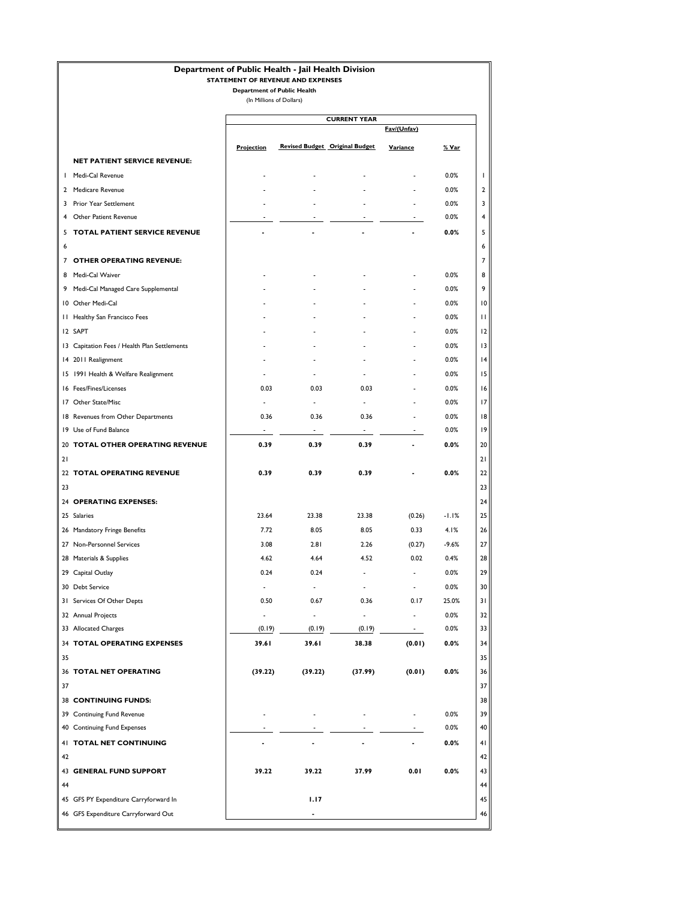# Department of Public Health - Jail Health Division

**STATEMENT OF REVENUE AND EXPENSES**

**Department of Public Health**

(In Millions of Dollars)

| | | CURRENT YEAR | | | | | |
|---|---|---|---|---|---|---|---|
| | | | | | Fav/(Unfav) | | |
| | | Projection | Revised Budget | Original Budget | Variance | % Var | |
| | **NET PATIENT SERVICE REVENUE:** | | | | | | |
| 1 | Medi-Cal Revenue | - | - | - | - | 0.0% | 1 |
| 2 | Medicare Revenue | - | - | - | - | 0.0% | 2 |
| 3 | Prior Year Settlement | - | - | - | - | 0.0% | 3 |
| 4 | Other Patient Revenue | - | - | - | - | 0.0% | 4 |
| 5 | **TOTAL PATIENT SERVICE REVENUE** | **-** | **-** | **-** | **-** | **0.0%** | 5 |
| 6 | | | | | | | 6 |
| 7 | **OTHER OPERATING REVENUE:** | | | | | | 7 |
| 8 | Medi-Cal Waiver | - | - | - | - | 0.0% | 8 |
| 9 | Medi-Cal Managed Care Supplemental | - | - | - | - | 0.0% | 9 |
| 10 | Other Medi-Cal | - | - | - | - | 0.0% | 10 |
| 11 | Healthy San Francisco Fees | - | - | - | - | 0.0% | 11 |
| 12 | SAPT | - | - | - | - | 0.0% | 12 |
| 13 | Capitation Fees / Health Plan Settlements | - | - | - | - | 0.0% | 13 |
| 14 | 2011 Realignment | - | - | - | - | 0.0% | 14 |
| 15 | 1991 Health & Welfare Realignment | - | - | - | - | 0.0% | 15 |
| 16 | Fees/Fines/Licenses | 0.03 | 0.03 | 0.03 | - | 0.0% | 16 |
| 17 | Other State/Misc | - | - | - | - | 0.0% | 17 |
| 18 | Revenues from Other Departments | 0.36 | 0.36 | 0.36 | - | 0.0% | 18 |
| 19 | Use of Fund Balance | - | - | - | - | 0.0% | 19 |
| 20 | **TOTAL OTHER OPERATING REVENUE** | **0.39** | **0.39** | **0.39** | **-** | **0.0%** | 20 |
| 21 | | | | | | | 21 |
| 22 | **TOTAL OPERATING REVENUE** | **0.39** | **0.39** | **0.39** | **-** | **0.0%** | 22 |
| 23 | | | | | | | 23 |
| 24 | **OPERATING EXPENSES:** | | | | | | 24 |
| 25 | Salaries | 23.64 | 23.38 | 23.38 | (0.26) | -1.1% | 25 |
| 26 | Mandatory Fringe Benefits | 7.72 | 8.05 | 8.05 | 0.33 | 4.1% | 26 |
| 27 | Non-Personnel Services | 3.08 | 2.81 | 2.26 | (0.27) | -9.6% | 27 |
| 28 | Materials & Supplies | 4.62 | 4.64 | 4.52 | 0.02 | 0.4% | 28 |
| 29 | Capital Outlay | 0.24 | 0.24 | - | - | 0.0% | 29 |
| 30 | Debt Service | - | - | - | - | 0.0% | 30 |
| 31 | Services Of Other Depts | 0.50 | 0.67 | 0.36 | 0.17 | 25.0% | 31 |
| 32 | Annual Projects | - | - | - | - | 0.0% | 32 |
| 33 | Allocated Charges | (0.19) | (0.19) | (0.19) | - | 0.0% | 33 |
| 34 | **TOTAL OPERATING EXPENSES** | **39.61** | **39.61** | **38.38** | **(0.01)** | **0.0%** | 34 |
| 35 | | | | | | | 35 |
| 36 | **TOTAL NET OPERATING** | **(39.22)** | **(39.22)** | **(37.99)** | **(0.01)** | **0.0%** | 36 |
| 37 | | | | | | | 37 |
| 38 | **CONTINUING FUNDS:** | | | | | | 38 |
| 39 | Continuing Fund Revenue | - | - | - | - | 0.0% | 39 |
| 40 | Continuing Fund Expenses | - | - | - | - | 0.0% | 40 |
| 41 | **TOTAL NET CONTINUING** | **-** | **-** | **-** | **-** | **0.0%** | 41 |
| 42 | | | | | | | 42 |
| 43 | **GENERAL FUND SUPPORT** | **39.22** | **39.22** | **37.99** | **0.01** | **0.0%** | 43 |
| 44 | | | | | | | 44 |
| 45 | GFS PY Expenditure Carryforward In | | **1.17** | | | | 45 |
| 46 | GFS Expenditure Carryforward Out | | - | | | | 46 |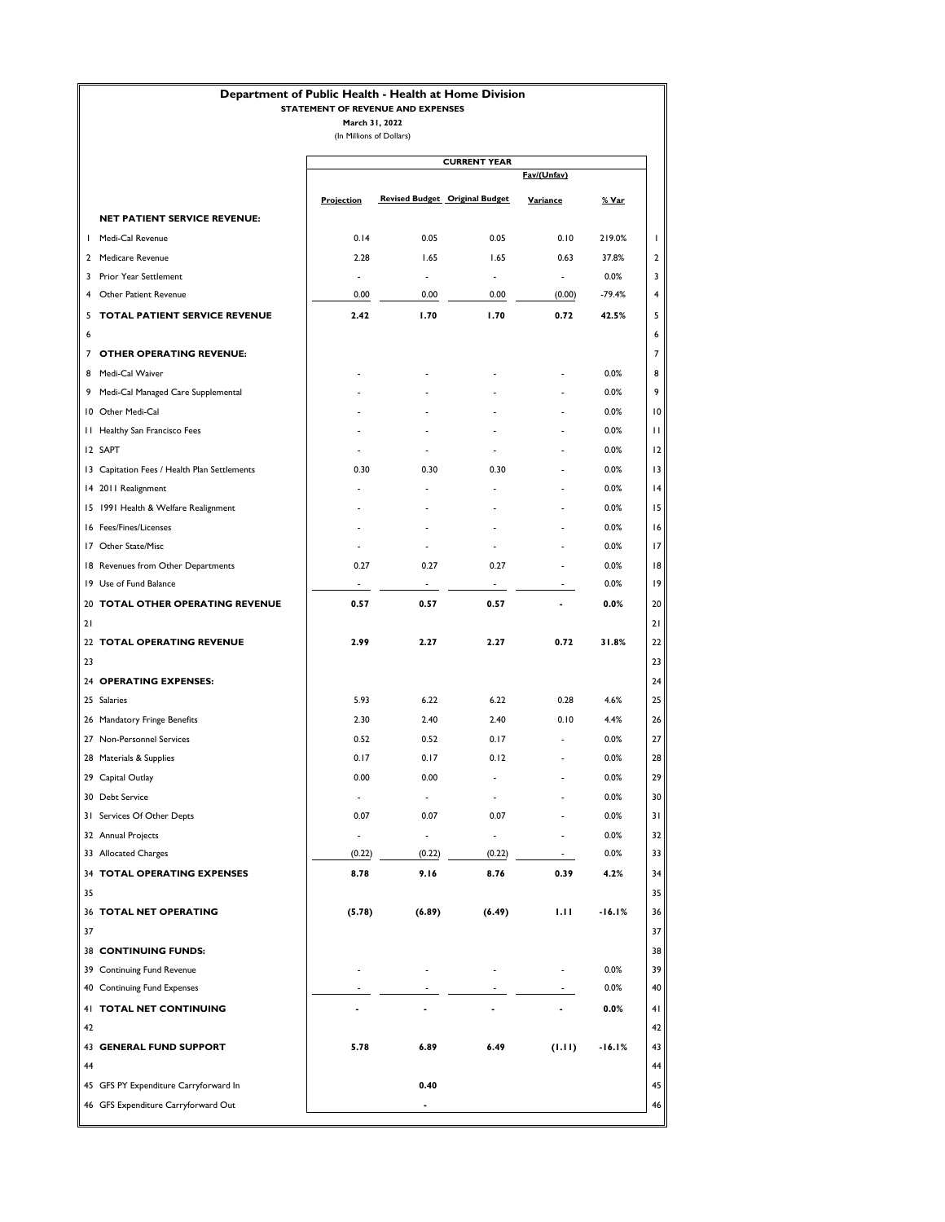# Department of Public Health - Health at Home Division

**STATEMENT OF REVENUE AND EXPENSES**

**March 31, 2022**

(In Millions of Dollars)

| | | CURRENT YEAR | | | | | |
|---|---|---|---|---|---|---|---|
| | | | | | Fav/(Unfav) | | |
| | | Projection | Revised Budget | Original Budget | Variance | % Var | |
| | **NET PATIENT SERVICE REVENUE:** | | | | | | |
| 1 | Medi-Cal Revenue | 0.14 | 0.05 | 0.05 | 0.10 | 219.0% | 1 |
| 2 | Medicare Revenue | 2.28 | 1.65 | 1.65 | 0.63 | 37.8% | 2 |
| 3 | Prior Year Settlement | - | - | - | - | 0.0% | 3 |
| 4 | Other Patient Revenue | 0.00 | 0.00 | 0.00 | (0.00) | -79.4% | 4 |
| 5 | **TOTAL PATIENT SERVICE REVENUE** | **2.42** | **1.70** | **1.70** | **0.72** | **42.5%** | 5 |
| 6 | | | | | | | 6 |
| 7 | **OTHER OPERATING REVENUE:** | | | | | | 7 |
| 8 | Medi-Cal Waiver | - | - | - | - | 0.0% | 8 |
| 9 | Medi-Cal Managed Care Supplemental | - | - | - | - | 0.0% | 9 |
| 10 | Other Medi-Cal | - | - | - | - | 0.0% | 10 |
| 11 | Healthy San Francisco Fees | - | - | - | - | 0.0% | 11 |
| 12 | SAPT | - | - | - | - | 0.0% | 12 |
| 13 | Capitation Fees / Health Plan Settlements | 0.30 | 0.30 | 0.30 | - | 0.0% | 13 |
| 14 | 2011 Realignment | - | - | - | - | 0.0% | 14 |
| 15 | 1991 Health & Welfare Realignment | - | - | - | - | 0.0% | 15 |
| 16 | Fees/Fines/Licenses | - | - | - | - | 0.0% | 16 |
| 17 | Other State/Misc | - | - | - | - | 0.0% | 17 |
| 18 | Revenues from Other Departments | 0.27 | 0.27 | 0.27 | - | 0.0% | 18 |
| 19 | Use of Fund Balance | - | - | - | - | 0.0% | 19 |
| 20 | **TOTAL OTHER OPERATING REVENUE** | **0.57** | **0.57** | **0.57** | **-** | **0.0%** | 20 |
| 21 | | | | | | | 21 |
| 22 | **TOTAL OPERATING REVENUE** | **2.99** | **2.27** | **2.27** | **0.72** | **31.8%** | 22 |
| 23 | | | | | | | 23 |
| 24 | **OPERATING EXPENSES:** | | | | | | 24 |
| 25 | Salaries | 5.93 | 6.22 | 6.22 | 0.28 | 4.6% | 25 |
| 26 | Mandatory Fringe Benefits | 2.30 | 2.40 | 2.40 | 0.10 | 4.4% | 26 |
| 27 | Non-Personnel Services | 0.52 | 0.52 | 0.17 | - | 0.0% | 27 |
| 28 | Materials & Supplies | 0.17 | 0.17 | 0.12 | - | 0.0% | 28 |
| 29 | Capital Outlay | 0.00 | 0.00 | - | - | 0.0% | 29 |
| 30 | Debt Service | - | - | - | - | 0.0% | 30 |
| 31 | Services Of Other Depts | 0.07 | 0.07 | 0.07 | - | 0.0% | 31 |
| 32 | Annual Projects | - | - | - | - | 0.0% | 32 |
| 33 | Allocated Charges | (0.22) | (0.22) | (0.22) | - | 0.0% | 33 |
| 34 | **TOTAL OPERATING EXPENSES** | **8.78** | **9.16** | **8.76** | **0.39** | **4.2%** | 34 |
| 35 | | | | | | | 35 |
| 36 | **TOTAL NET OPERATING** | **(5.78)** | **(6.89)** | **(6.49)** | **1.11** | **-16.1%** | 36 |
| 37 | | | | | | | 37 |
| 38 | **CONTINUING FUNDS:** | | | | | | 38 |
| 39 | Continuing Fund Revenue | - | - | - | - | 0.0% | 39 |
| 40 | Continuing Fund Expenses | - | - | - | - | 0.0% | 40 |
| 41 | **TOTAL NET CONTINUING** | **-** | **-** | **-** | **-** | **0.0%** | 41 |
| 42 | | | | | | | 42 |
| 43 | **GENERAL FUND SUPPORT** | **5.78** | **6.89** | **6.49** | **(1.11)** | **-16.1%** | 43 |
| 44 | | | | | | | 44 |
| 45 | GFS PY Expenditure Carryforward In | | **0.40** | | | | 45 |
| 46 | GFS Expenditure Carryforward Out | | **-** | | | | 46 |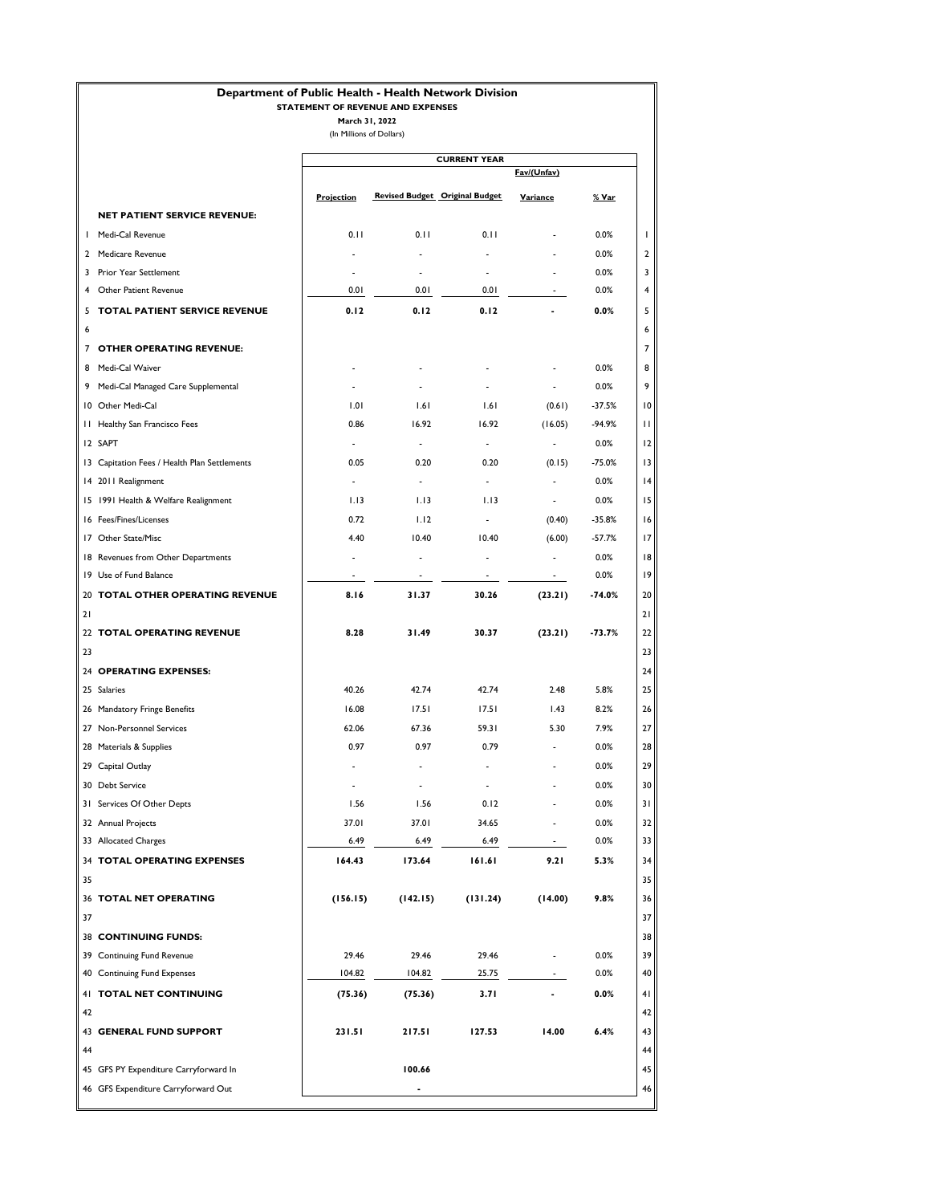# Department of Public Health - Health Network Division

**STATEMENT OF REVENUE AND EXPENSES**

**March 31, 2022**

(In Millions of Dollars)

| | | CURRENT YEAR | | | | | |
|---|---|---|---|---|---|---|---|
| | | | | | Fav/(Unfav) | | |
| | | Projection | Revised Budget | Original Budget | Variance | % Var | |
| | **NET PATIENT SERVICE REVENUE:** | | | | | | |
| 1 | Medi-Cal Revenue | 0.11 | 0.11 | 0.11 | - | 0.0% | 1 |
| 2 | Medicare Revenue | - | - | - | - | 0.0% | 2 |
| 3 | Prior Year Settlement | - | - | - | - | 0.0% | 3 |
| 4 | Other Patient Revenue | 0.01 | 0.01 | 0.01 | - | 0.0% | 4 |
| 5 | **TOTAL PATIENT SERVICE REVENUE** | **0.12** | **0.12** | **0.12** | **-** | **0.0%** | 5 |
| 6 | | | | | | | 6 |
| 7 | **OTHER OPERATING REVENUE:** | | | | | | 7 |
| 8 | Medi-Cal Waiver | - | - | - | - | 0.0% | 8 |
| 9 | Medi-Cal Managed Care Supplemental | - | - | - | - | 0.0% | 9 |
| 10 | Other Medi-Cal | 1.01 | 1.61 | 1.61 | (0.61) | -37.5% | 10 |
| 11 | Healthy San Francisco Fees | 0.86 | 16.92 | 16.92 | (16.05) | -94.9% | 11 |
| 12 | SAPT | - | - | - | - | 0.0% | 12 |
| 13 | Capitation Fees / Health Plan Settlements | 0.05 | 0.20 | 0.20 | (0.15) | -75.0% | 13 |
| 14 | 2011 Realignment | - | - | - | - | 0.0% | 14 |
| 15 | 1991 Health & Welfare Realignment | 1.13 | 1.13 | 1.13 | - | 0.0% | 15 |
| 16 | Fees/Fines/Licenses | 0.72 | 1.12 | - | (0.40) | -35.8% | 16 |
| 17 | Other State/Misc | 4.40 | 10.40 | 10.40 | (6.00) | -57.7% | 17 |
| 18 | Revenues from Other Departments | - | - | - | - | 0.0% | 18 |
| 19 | Use of Fund Balance | - | - | - | - | 0.0% | 19 |
| 20 | **TOTAL OTHER OPERATING REVENUE** | **8.16** | **31.37** | **30.26** | **(23.21)** | **-74.0%** | 20 |
| 21 | | | | | | | 21 |
| 22 | **TOTAL OPERATING REVENUE** | **8.28** | **31.49** | **30.37** | **(23.21)** | **-73.7%** | 22 |
| 23 | | | | | | | 23 |
| 24 | **OPERATING EXPENSES:** | | | | | | 24 |
| 25 | Salaries | 40.26 | 42.74 | 42.74 | 2.48 | 5.8% | 25 |
| 26 | Mandatory Fringe Benefits | 16.08 | 17.51 | 17.51 | 1.43 | 8.2% | 26 |
| 27 | Non-Personnel Services | 62.06 | 67.36 | 59.31 | 5.30 | 7.9% | 27 |
| 28 | Materials & Supplies | 0.97 | 0.97 | 0.79 | - | 0.0% | 28 |
| 29 | Capital Outlay | - | - | - | - | 0.0% | 29 |
| 30 | Debt Service | - | - | - | - | 0.0% | 30 |
| 31 | Services Of Other Depts | 1.56 | 1.56 | 0.12 | - | 0.0% | 31 |
| 32 | Annual Projects | 37.01 | 37.01 | 34.65 | - | 0.0% | 32 |
| 33 | Allocated Charges | 6.49 | 6.49 | 6.49 | - | 0.0% | 33 |
| 34 | **TOTAL OPERATING EXPENSES** | **164.43** | **173.64** | **161.61** | **9.21** | **5.3%** | 34 |
| 35 | | | | | | | 35 |
| 36 | **TOTAL NET OPERATING** | **(156.15)** | **(142.15)** | **(131.24)** | **(14.00)** | **9.8%** | 36 |
| 37 | | | | | | | 37 |
| 38 | **CONTINUING FUNDS:** | | | | | | 38 |
| 39 | Continuing Fund Revenue | 29.46 | 29.46 | 29.46 | - | 0.0% | 39 |
| 40 | Continuing Fund Expenses | 104.82 | 104.82 | 25.75 | - | 0.0% | 40 |
| 41 | **TOTAL NET CONTINUING** | **(75.36)** | **(75.36)** | **3.71** | **-** | **0.0%** | 41 |
| 42 | | | | | | | 42 |
| 43 | **GENERAL FUND SUPPORT** | **231.51** | **217.51** | **127.53** | **14.00** | **6.4%** | 43 |
| 44 | | | | | | | 44 |
| 45 | GFS PY Expenditure Carryforward In | | **100.66** | | | | 45 |
| 46 | GFS Expenditure Carryforward Out | | **-** | | | | 46 |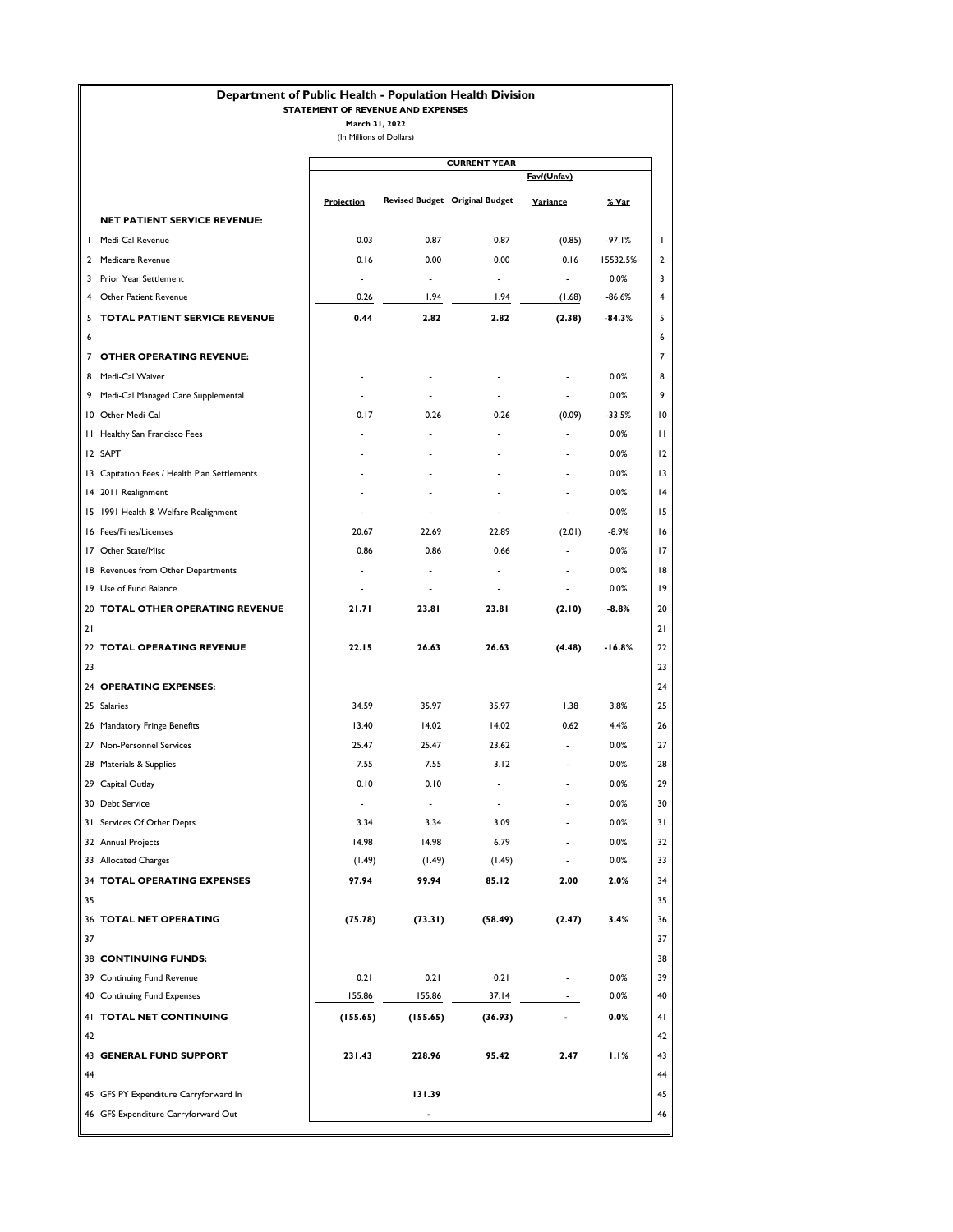# Department of Public Health - Population Health Division

**STATEMENT OF REVENUE AND EXPENSES**

**March 31, 2022**

(In Millions of Dollars)

| | | CURRENT YEAR | | | | | |
|---|---|---|---|---|---|---|---|
| | | | | | Fav/(Unfav) | | |
| | | Projection | Revised Budget | Original Budget | Variance | % Var | |
| | **NET PATIENT SERVICE REVENUE:** | | | | | | |
| 1 | Medi-Cal Revenue | 0.03 | 0.87 | 0.87 | (0.85) | -97.1% | 1 |
| 2 | Medicare Revenue | 0.16 | 0.00 | 0.00 | 0.16 | 15532.5% | 2 |
| 3 | Prior Year Settlement | - | - | - | - | 0.0% | 3 |
| 4 | Other Patient Revenue | 0.26 | 1.94 | 1.94 | (1.68) | -86.6% | 4 |
| 5 | **TOTAL PATIENT SERVICE REVENUE** | **0.44** | **2.82** | **2.82** | **(2.38)** | **-84.3%** | 5 |
| 6 | | | | | | | 6 |
| 7 | **OTHER OPERATING REVENUE:** | | | | | | 7 |
| 8 | Medi-Cal Waiver | - | - | - | - | 0.0% | 8 |
| 9 | Medi-Cal Managed Care Supplemental | - | - | - | - | 0.0% | 9 |
| 10 | Other Medi-Cal | 0.17 | 0.26 | 0.26 | (0.09) | -33.5% | 10 |
| 11 | Healthy San Francisco Fees | - | - | - | - | 0.0% | 11 |
| 12 | SAPT | - | - | - | - | 0.0% | 12 |
| 13 | Capitation Fees / Health Plan Settlements | - | - | - | - | 0.0% | 13 |
| 14 | 2011 Realignment | - | - | - | - | 0.0% | 14 |
| 15 | 1991 Health & Welfare Realignment | - | - | - | - | 0.0% | 15 |
| 16 | Fees/Fines/Licenses | 20.67 | 22.69 | 22.89 | (2.01) | -8.9% | 16 |
| 17 | Other State/Misc | 0.86 | 0.86 | 0.66 | - | 0.0% | 17 |
| 18 | Revenues from Other Departments | - | - | - | - | 0.0% | 18 |
| 19 | Use of Fund Balance | - | - | - | - | 0.0% | 19 |
| 20 | **TOTAL OTHER OPERATING REVENUE** | **21.71** | **23.81** | **23.81** | **(2.10)** | **-8.8%** | 20 |
| 21 | | | | | | | 21 |
| 22 | **TOTAL OPERATING REVENUE** | **22.15** | **26.63** | **26.63** | **(4.48)** | **-16.8%** | 22 |
| 23 | | | | | | | 23 |
| 24 | **OPERATING EXPENSES:** | | | | | | 24 |
| 25 | Salaries | 34.59 | 35.97 | 35.97 | 1.38 | 3.8% | 25 |
| 26 | Mandatory Fringe Benefits | 13.40 | 14.02 | 14.02 | 0.62 | 4.4% | 26 |
| 27 | Non-Personnel Services | 25.47 | 25.47 | 23.62 | - | 0.0% | 27 |
| 28 | Materials & Supplies | 7.55 | 7.55 | 3.12 | - | 0.0% | 28 |
| 29 | Capital Outlay | 0.10 | 0.10 | - | - | 0.0% | 29 |
| 30 | Debt Service | - | - | - | - | 0.0% | 30 |
| 31 | Services Of Other Depts | 3.34 | 3.34 | 3.09 | - | 0.0% | 31 |
| 32 | Annual Projects | 14.98 | 14.98 | 6.79 | - | 0.0% | 32 |
| 33 | Allocated Charges | (1.49) | (1.49) | (1.49) | - | 0.0% | 33 |
| 34 | **TOTAL OPERATING EXPENSES** | **97.94** | **99.94** | **85.12** | **2.00** | **2.0%** | 34 |
| 35 | | | | | | | 35 |
| 36 | **TOTAL NET OPERATING** | **(75.78)** | **(73.31)** | **(58.49)** | **(2.47)** | **3.4%** | 36 |
| 37 | | | | | | | 37 |
| 38 | **CONTINUING FUNDS:** | | | | | | 38 |
| 39 | Continuing Fund Revenue | 0.21 | 0.21 | 0.21 | - | 0.0% | 39 |
| 40 | Continuing Fund Expenses | 155.86 | 155.86 | 37.14 | - | 0.0% | 40 |
| 41 | **TOTAL NET CONTINUING** | **(155.65)** | **(155.65)** | **(36.93)** | **-** | **0.0%** | 41 |
| 42 | | | | | | | 42 |
| 43 | **GENERAL FUND SUPPORT** | **231.43** | **228.96** | **95.42** | **2.47** | **1.1%** | 43 |
| 44 | | | | | | | 44 |
| 45 | GFS PY Expenditure Carryforward In | | **131.39** | | | | 45 |
| 46 | GFS Expenditure Carryforward Out | | **-** | | | | 46 |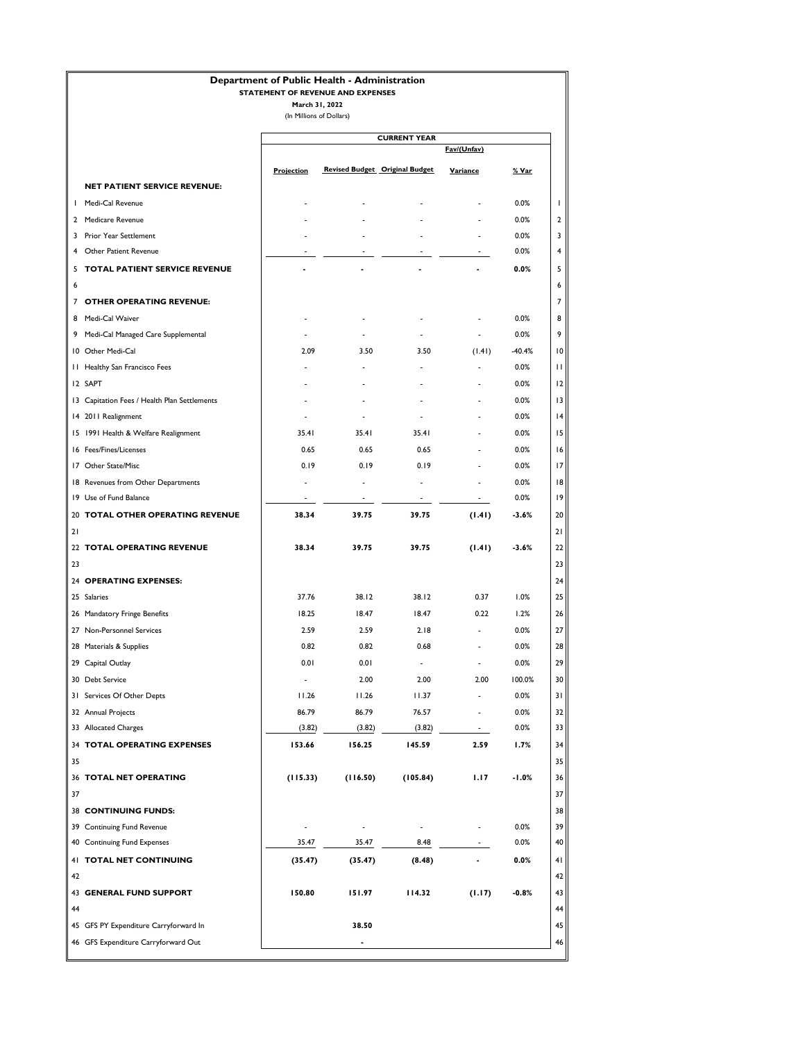# Department of Public Health - Administration

**STATEMENT OF REVENUE AND EXPENSES**

**March 31, 2022**

(In Millions of Dollars)

| | | CURRENT YEAR | | | | | |
|---|---|---|---|---|---|---|---|
| | | | | | Fav/(Unfav) | | |
| | | Projection | Revised Budget | Original Budget | Variance | % Var | |
| | **NET PATIENT SERVICE REVENUE:** | | | | | | |
| 1 | Medi-Cal Revenue | - | - | - | - | 0.0% | 1 |
| 2 | Medicare Revenue | - | - | - | - | 0.0% | 2 |
| 3 | Prior Year Settlement | - | - | - | - | 0.0% | 3 |
| 4 | Other Patient Revenue | - | - | - | - | 0.0% | 4 |
| 5 | **TOTAL PATIENT SERVICE REVENUE** | **-** | **-** | **-** | **-** | **0.0%** | 5 |
| 6 | | | | | | | 6 |
| 7 | **OTHER OPERATING REVENUE:** | | | | | | 7 |
| 8 | Medi-Cal Waiver | - | - | - | - | 0.0% | 8 |
| 9 | Medi-Cal Managed Care Supplemental | - | - | - | - | 0.0% | 9 |
| 10 | Other Medi-Cal | 2.09 | 3.50 | 3.50 | (1.41) | -40.4% | 10 |
| 11 | Healthy San Francisco Fees | - | - | - | - | 0.0% | 11 |
| 12 | SAPT | - | - | - | - | 0.0% | 12 |
| 13 | Capitation Fees / Health Plan Settlements | - | - | - | - | 0.0% | 13 |
| 14 | 2011 Realignment | - | - | - | - | 0.0% | 14 |
| 15 | 1991 Health & Welfare Realignment | 35.41 | 35.41 | 35.41 | - | 0.0% | 15 |
| 16 | Fees/Fines/Licenses | 0.65 | 0.65 | 0.65 | - | 0.0% | 16 |
| 17 | Other State/Misc | 0.19 | 0.19 | 0.19 | - | 0.0% | 17 |
| 18 | Revenues from Other Departments | - | - | - | - | 0.0% | 18 |
| 19 | Use of Fund Balance | - | - | - | - | 0.0% | 19 |
| 20 | **TOTAL OTHER OPERATING REVENUE** | **38.34** | **39.75** | **39.75** | **(1.41)** | **-3.6%** | 20 |
| 21 | | | | | | | 21 |
| 22 | **TOTAL OPERATING REVENUE** | **38.34** | **39.75** | **39.75** | **(1.41)** | **-3.6%** | 22 |
| 23 | | | | | | | 23 |
| 24 | **OPERATING EXPENSES:** | | | | | | 24 |
| 25 | Salaries | 37.76 | 38.12 | 38.12 | 0.37 | 1.0% | 25 |
| 26 | Mandatory Fringe Benefits | 18.25 | 18.47 | 18.47 | 0.22 | 1.2% | 26 |
| 27 | Non-Personnel Services | 2.59 | 2.59 | 2.18 | - | 0.0% | 27 |
| 28 | Materials & Supplies | 0.82 | 0.82 | 0.68 | - | 0.0% | 28 |
| 29 | Capital Outlay | 0.01 | 0.01 | - | - | 0.0% | 29 |
| 30 | Debt Service | - | 2.00 | 2.00 | 2.00 | 100.0% | 30 |
| 31 | Services Of Other Depts | 11.26 | 11.26 | 11.37 | - | 0.0% | 31 |
| 32 | Annual Projects | 86.79 | 86.79 | 76.57 | - | 0.0% | 32 |
| 33 | Allocated Charges | (3.82) | (3.82) | (3.82) | - | 0.0% | 33 |
| 34 | **TOTAL OPERATING EXPENSES** | **153.66** | **156.25** | **145.59** | **2.59** | **1.7%** | 34 |
| 35 | | | | | | | 35 |
| 36 | **TOTAL NET OPERATING** | **(115.33)** | **(116.50)** | **(105.84)** | **1.17** | **-1.0%** | 36 |
| 37 | | | | | | | 37 |
| 38 | **CONTINUING FUNDS:** | | | | | | 38 |
| 39 | Continuing Fund Revenue | - | - | - | - | 0.0% | 39 |
| 40 | Continuing Fund Expenses | 35.47 | 35.47 | 8.48 | - | 0.0% | 40 |
| 41 | **TOTAL NET CONTINUING** | **(35.47)** | **(35.47)** | **(8.48)** | **-** | **0.0%** | 41 |
| 42 | | | | | | | 42 |
| 43 | **GENERAL FUND SUPPORT** | **150.80** | **151.97** | **114.32** | **(1.17)** | **-0.8%** | 43 |
| 44 | | | | | | | 44 |
| 45 | GFS PY Expenditure Carryforward In | | **38.50** | | | | 45 |
| 46 | GFS Expenditure Carryforward Out | | **-** | | | | 46 |